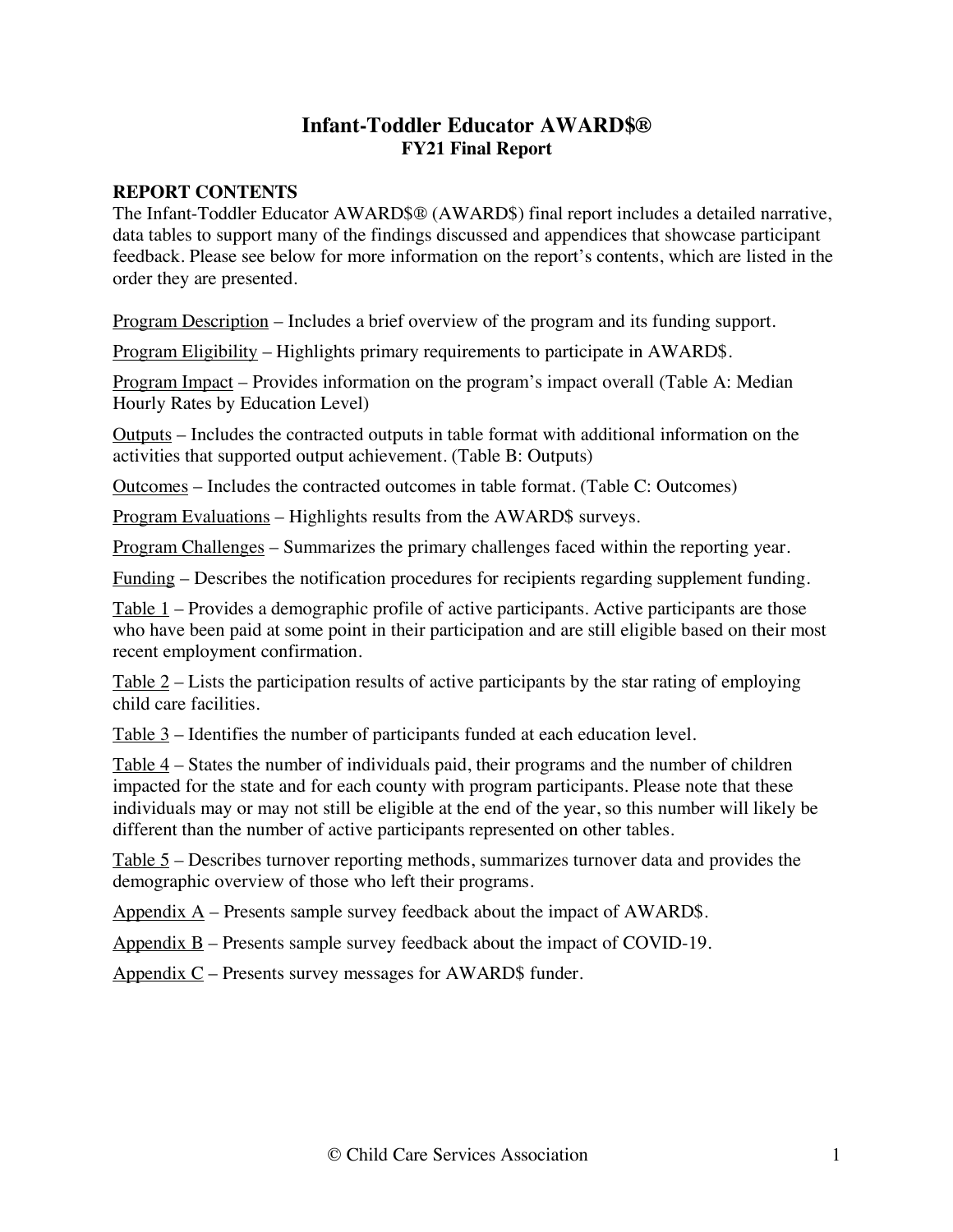# Infant-Toddler Educator AWARD$®
## FY21 Final Report

### REPORT CONTENTS

The Infant-Toddler Educator AWARD$® (AWARD$) final report includes a detailed narrative, data tables to support many of the findings discussed and appendices that showcase participant feedback. Please see below for more information on the report's contents, which are listed in the order they are presented.

<u>Program Description</u> – Includes a brief overview of the program and its funding support.

<u>Program Eligibility</u> – Highlights primary requirements to participate in AWARD$.

<u>Program Impact</u> – Provides information on the program's impact overall (Table A: Median Hourly Rates by Education Level)

<u>Outputs</u> – Includes the contracted outputs in table format with additional information on the activities that supported output achievement. (Table B: Outputs)

<u>Outcomes</u> – Includes the contracted outcomes in table format. (Table C: Outcomes)

<u>Program Evaluations</u> – Highlights results from the AWARD$ surveys.

<u>Program Challenges</u> – Summarizes the primary challenges faced within the reporting year.

<u>Funding</u> – Describes the notification procedures for recipients regarding supplement funding.

<u>Table 1</u> – Provides a demographic profile of active participants. Active participants are those who have been paid at some point in their participation and are still eligible based on their most recent employment confirmation.

<u>Table 2</u> – Lists the participation results of active participants by the star rating of employing child care facilities.

<u>Table 3</u> – Identifies the number of participants funded at each education level.

<u>Table 4</u> – States the number of individuals paid, their programs and the number of children impacted for the state and for each county with program participants. Please note that these individuals may or may not still be eligible at the end of the year, so this number will likely be different than the number of active participants represented on other tables.

<u>Table 5</u> – Describes turnover reporting methods, summarizes turnover data and provides the demographic overview of those who left their programs.

<u>Appendix A</u> – Presents sample survey feedback about the impact of AWARD$.

<u>Appendix B</u> – Presents sample survey feedback about the impact of COVID-19.

<u>Appendix C</u> – Presents survey messages for AWARD$ funder.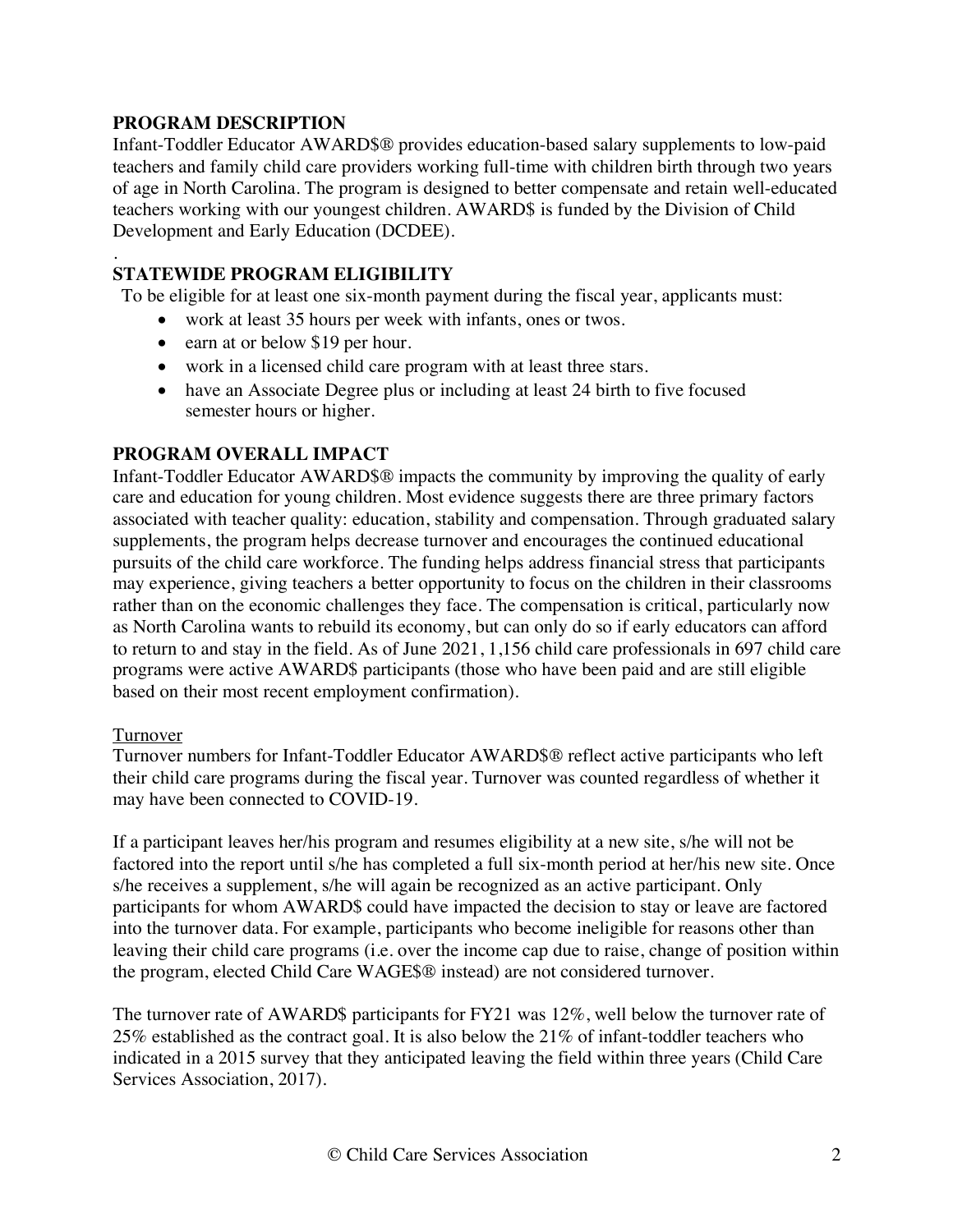## PROGRAM DESCRIPTION

Infant-Toddler Educator AWARD$® provides education-based salary supplements to low-paid teachers and family child care providers working full-time with children birth through two years of age in North Carolina. The program is designed to better compensate and retain well-educated teachers working with our youngest children. AWARD$ is funded by the Division of Child Development and Early Education (DCDEE).

## STATEWIDE PROGRAM ELIGIBILITY

To be eligible for at least one six-month payment during the fiscal year, applicants must:

- work at least 35 hours per week with infants, ones or twos.
- earn at or below $19 per hour.
- work in a licensed child care program with at least three stars.
- have an Associate Degree plus or including at least 24 birth to five focused semester hours or higher.

## PROGRAM OVERALL IMPACT

Infant-Toddler Educator AWARD$® impacts the community by improving the quality of early care and education for young children. Most evidence suggests there are three primary factors associated with teacher quality: education, stability and compensation. Through graduated salary supplements, the program helps decrease turnover and encourages the continued educational pursuits of the child care workforce. The funding helps address financial stress that participants may experience, giving teachers a better opportunity to focus on the children in their classrooms rather than on the economic challenges they face. The compensation is critical, particularly now as North Carolina wants to rebuild its economy, but can only do so if early educators can afford to return to and stay in the field. As of June 2021, 1,156 child care professionals in 697 child care programs were active AWARD$ participants (those who have been paid and are still eligible based on their most recent employment confirmation).

### Turnover

Turnover numbers for Infant-Toddler Educator AWARD$® reflect active participants who left their child care programs during the fiscal year. Turnover was counted regardless of whether it may have been connected to COVID-19.

If a participant leaves her/his program and resumes eligibility at a new site, s/he will not be factored into the report until s/he has completed a full six-month period at her/his new site. Once s/he receives a supplement, s/he will again be recognized as an active participant. Only participants for whom AWARD$ could have impacted the decision to stay or leave are factored into the turnover data. For example, participants who become ineligible for reasons other than leaving their child care programs (i.e. over the income cap due to raise, change of position within the program, elected Child Care WAGE$® instead) are not considered turnover.

The turnover rate of AWARD$ participants for FY21 was 12%, well below the turnover rate of 25% established as the contract goal. It is also below the 21% of infant-toddler teachers who indicated in a 2015 survey that they anticipated leaving the field within three years (Child Care Services Association, 2017).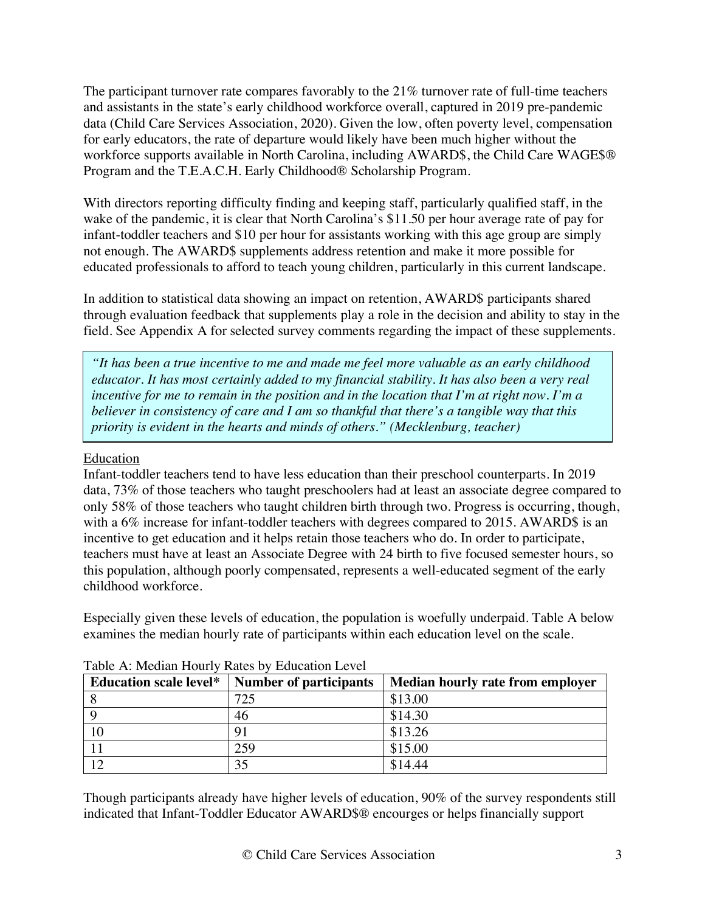The participant turnover rate compares favorably to the 21% turnover rate of full-time teachers and assistants in the state's early childhood workforce overall, captured in 2019 pre-pandemic data (Child Care Services Association, 2020). Given the low, often poverty level, compensation for early educators, the rate of departure would likely have been much higher without the workforce supports available in North Carolina, including AWARD$, the Child Care WAGE$® Program and the T.E.A.C.H. Early Childhood® Scholarship Program.

With directors reporting difficulty finding and keeping staff, particularly qualified staff, in the wake of the pandemic, it is clear that North Carolina's $11.50 per hour average rate of pay for infant-toddler teachers and $10 per hour for assistants working with this age group are simply not enough. The AWARD$ supplements address retention and make it more possible for educated professionals to afford to teach young children, particularly in this current landscape.

In addition to statistical data showing an impact on retention, AWARD$ participants shared through evaluation feedback that supplements play a role in the decision and ability to stay in the field. See Appendix A for selected survey comments regarding the impact of these supplements.

> *"It has been a true incentive to me and made me feel more valuable as an early childhood educator. It has most certainly added to my financial stability. It has also been a very real incentive for me to remain in the position and in the location that I'm at right now. I'm a believer in consistency of care and I am so thankful that there's a tangible way that this priority is evident in the hearts and minds of others." (Mecklenburg, teacher)*

Education

Infant-toddler teachers tend to have less education than their preschool counterparts. In 2019 data, 73% of those teachers who taught preschoolers had at least an associate degree compared to only 58% of those teachers who taught children birth through two. Progress is occurring, though, with a 6% increase for infant-toddler teachers with degrees compared to 2015. AWARD$ is an incentive to get education and it helps retain those teachers who do. In order to participate, teachers must have at least an Associate Degree with 24 birth to five focused semester hours, so this population, although poorly compensated, represents a well-educated segment of the early childhood workforce.

Especially given these levels of education, the population is woefully underpaid. Table A below examines the median hourly rate of participants within each education level on the scale.

Table A: Median Hourly Rates by Education Level

| Education scale level* | Number of participants | Median hourly rate from employer |
|---|---|---|
| 8 | 725 | $13.00 |
| 9 | 46 | $14.30 |
| 10 | 91 | $13.26 |
| 11 | 259 | $15.00 |
| 12 | 35 | $14.44 |

Though participants already have higher levels of education, 90% of the survey respondents still indicated that Infant-Toddler Educator AWARD$® encourages or helps financially support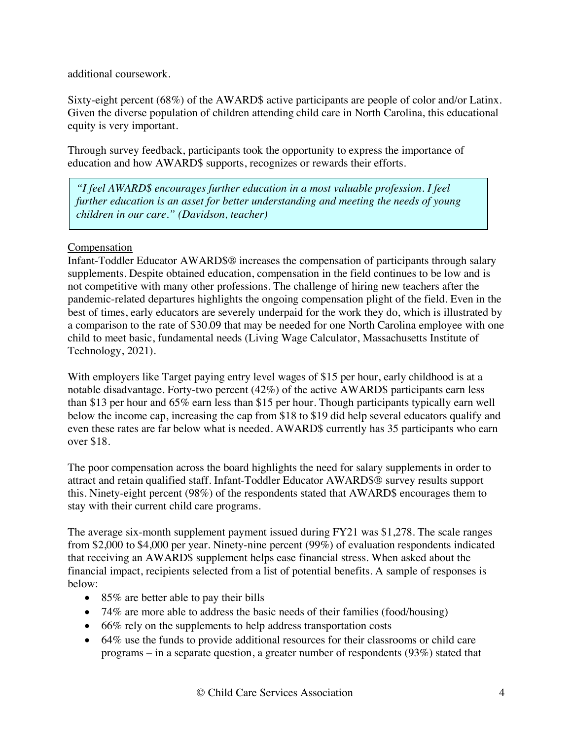additional coursework.

Sixty-eight percent (68%) of the AWARD$ active participants are people of color and/or Latinx. Given the diverse population of children attending child care in North Carolina, this educational equity is very important.

Through survey feedback, participants took the opportunity to express the importance of education and how AWARD$ supports, recognizes or rewards their efforts.

> *"I feel AWARD$ encourages further education in a most valuable profession. I feel further education is an asset for better understanding and meeting the needs of young children in our care." (Davidson, teacher)*

<u>Compensation</u>

Infant-Toddler Educator AWARD$® increases the compensation of participants through salary supplements. Despite obtained education, compensation in the field continues to be low and is not competitive with many other professions. The challenge of hiring new teachers after the pandemic-related departures highlights the ongoing compensation plight of the field. Even in the best of times, early educators are severely underpaid for the work they do, which is illustrated by a comparison to the rate of $30.09 that may be needed for one North Carolina employee with one child to meet basic, fundamental needs (Living Wage Calculator, Massachusetts Institute of Technology, 2021).

With employers like Target paying entry level wages of $15 per hour, early childhood is at a notable disadvantage. Forty-two percent (42%) of the active AWARD$ participants earn less than $13 per hour and 65% earn less than $15 per hour. Though participants typically earn well below the income cap, increasing the cap from $18 to $19 did help several educators qualify and even these rates are far below what is needed. AWARD$ currently has 35 participants who earn over $18.

The poor compensation across the board highlights the need for salary supplements in order to attract and retain qualified staff. Infant-Toddler Educator AWARD$® survey results support this. Ninety-eight percent (98%) of the respondents stated that AWARD$ encourages them to stay with their current child care programs.

The average six-month supplement payment issued during FY21 was $1,278. The scale ranges from $2,000 to $4,000 per year. Ninety-nine percent (99%) of evaluation respondents indicated that receiving an AWARD$ supplement helps ease financial stress. When asked about the financial impact, recipients selected from a list of potential benefits. A sample of responses is below:

- 85% are better able to pay their bills
- 74% are more able to address the basic needs of their families (food/housing)
- 66% rely on the supplements to help address transportation costs
- 64% use the funds to provide additional resources for their classrooms or child care programs – in a separate question, a greater number of respondents (93%) stated that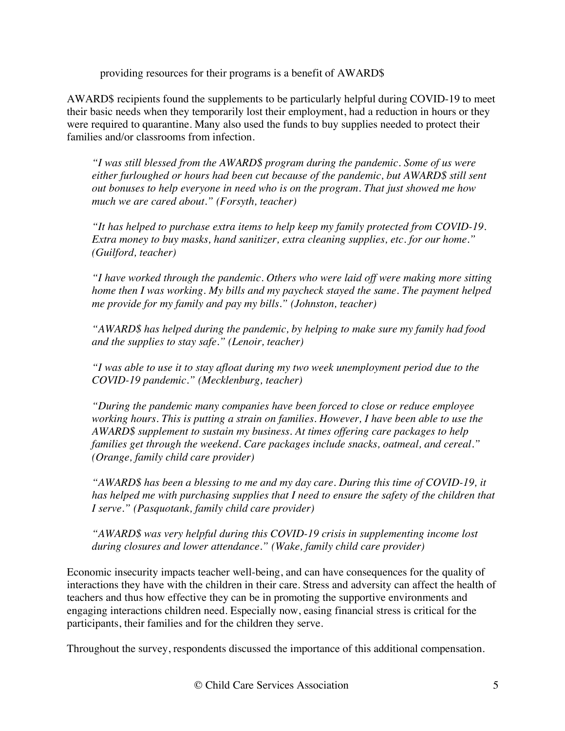providing resources for their programs is a benefit of AWARD$

AWARD$ recipients found the supplements to be particularly helpful during COVID-19 to meet their basic needs when they temporarily lost their employment, had a reduction in hours or they were required to quarantine. Many also used the funds to buy supplies needed to protect their families and/or classrooms from infection.

> *"I was still blessed from the AWARD$ program during the pandemic. Some of us were either furloughed or hours had been cut because of the pandemic, but AWARD$ still sent out bonuses to help everyone in need who is on the program. That just showed me how much we are cared about." (Forsyth, teacher)*
>
> *"It has helped to purchase extra items to help keep my family protected from COVID-19. Extra money to buy masks, hand sanitizer, extra cleaning supplies, etc. for our home." (Guilford, teacher)*
>
> *"I have worked through the pandemic. Others who were laid off were making more sitting home then I was working. My bills and my paycheck stayed the same. The payment helped me provide for my family and pay my bills." (Johnston, teacher)*
>
> *"AWARD$ has helped during the pandemic, by helping to make sure my family had food and the supplies to stay safe." (Lenoir, teacher)*
>
> *"I was able to use it to stay afloat during my two week unemployment period due to the COVID-19 pandemic." (Mecklenburg, teacher)*
>
> *"During the pandemic many companies have been forced to close or reduce employee working hours. This is putting a strain on families. However, I have been able to use the AWARD$ supplement to sustain my business. At times offering care packages to help families get through the weekend. Care packages include snacks, oatmeal, and cereal." (Orange, family child care provider)*
>
> *"AWARD$ has been a blessing to me and my day care. During this time of COVID-19, it has helped me with purchasing supplies that I need to ensure the safety of the children that I serve." (Pasquotank, family child care provider)*
>
> *"AWARD$ was very helpful during this COVID-19 crisis in supplementing income lost during closures and lower attendance." (Wake, family child care provider)*

Economic insecurity impacts teacher well-being, and can have consequences for the quality of interactions they have with the children in their care. Stress and adversity can affect the health of teachers and thus how effective they can be in promoting the supportive environments and engaging interactions children need. Especially now, easing financial stress is critical for the participants, their families and for the children they serve.

Throughout the survey, respondents discussed the importance of this additional compensation.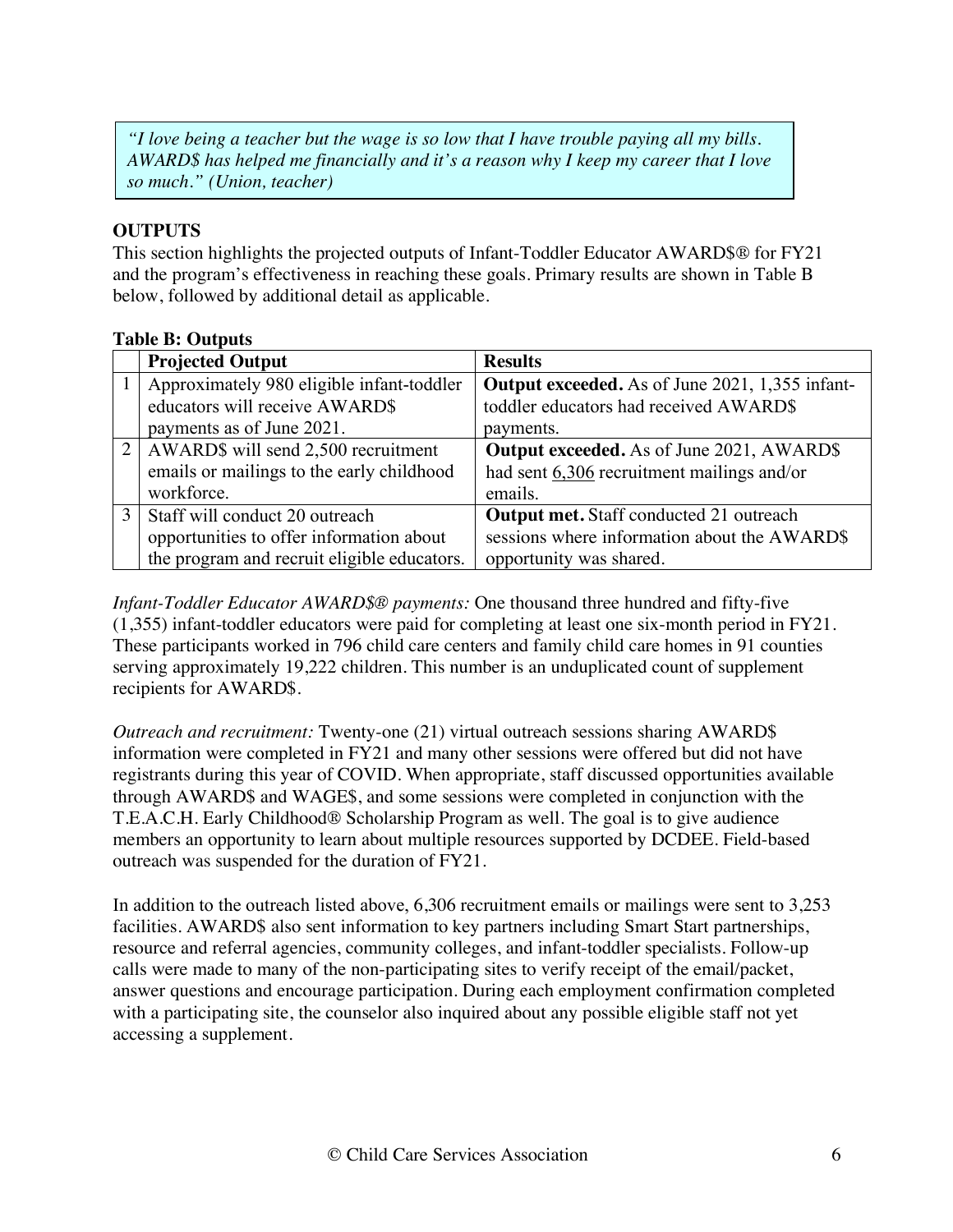*"I love being a teacher but the wage is so low that I have trouble paying all my bills. AWARD$ has helped me financially and it's a reason why I keep my career that I love so much." (Union, teacher)*

## OUTPUTS

This section highlights the projected outputs of Infant-Toddler Educator AWARD$® for FY21 and the program's effectiveness in reaching these goals. Primary results are shown in Table B below, followed by additional detail as applicable.

**Table B: Outputs**

| | Projected Output | Results |
|---|---|---|
| 1 | Approximately 980 eligible infant-toddler educators will receive AWARD$ payments as of June 2021. | **Output exceeded.** As of June 2021, 1,355 infant-toddler educators had received AWARD$ payments. |
| 2 | AWARD$ will send 2,500 recruitment emails or mailings to the early childhood workforce. | **Output exceeded.** As of June 2021, AWARD$ had sent 6,306 recruitment mailings and/or emails. |
| 3 | Staff will conduct 20 outreach opportunities to offer information about the program and recruit eligible educators. | **Output met.** Staff conducted 21 outreach sessions where information about the AWARD$ opportunity was shared. |

*Infant-Toddler Educator AWARD$® payments:* One thousand three hundred and fifty-five (1,355) infant-toddler educators were paid for completing at least one six-month period in FY21. These participants worked in 796 child care centers and family child care homes in 91 counties serving approximately 19,222 children. This number is an unduplicated count of supplement recipients for AWARD$.

*Outreach and recruitment:* Twenty-one (21) virtual outreach sessions sharing AWARD$ information were completed in FY21 and many other sessions were offered but did not have registrants during this year of COVID. When appropriate, staff discussed opportunities available through AWARD$ and WAGE$, and some sessions were completed in conjunction with the T.E.A.C.H. Early Childhood® Scholarship Program as well. The goal is to give audience members an opportunity to learn about multiple resources supported by DCDEE. Field-based outreach was suspended for the duration of FY21.

In addition to the outreach listed above, 6,306 recruitment emails or mailings were sent to 3,253 facilities. AWARD$ also sent information to key partners including Smart Start partnerships, resource and referral agencies, community colleges, and infant-toddler specialists. Follow-up calls were made to many of the non-participating sites to verify receipt of the email/packet, answer questions and encourage participation. During each employment confirmation completed with a participating site, the counselor also inquired about any possible eligible staff not yet accessing a supplement.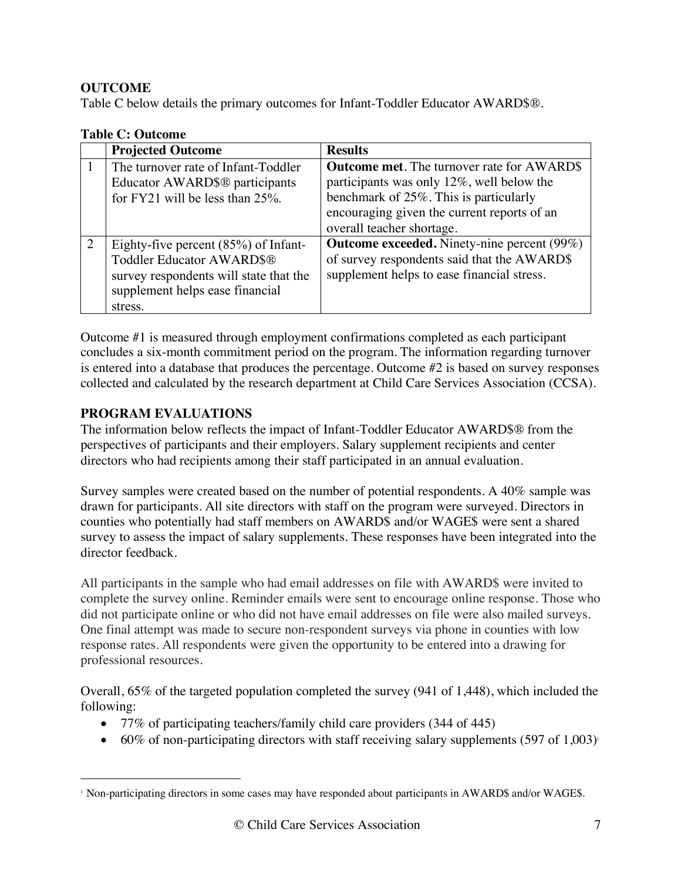## OUTCOME

Table C below details the primary outcomes for Infant-Toddler Educator AWARD$®.

**Table C: Outcome**

| | Projected Outcome | Results |
|---|---|---|
| 1 | The turnover rate of Infant-Toddler Educator AWARD$® participants for FY21 will be less than 25%. | **Outcome met**. The turnover rate for AWARD$ participants was only 12%, well below the benchmark of 25%. This is particularly encouraging given the current reports of an overall teacher shortage. |
| 2 | Eighty-five percent (85%) of Infant-Toddler Educator AWARD$® survey respondents will state that the supplement helps ease financial stress. | **Outcome exceeded.** Ninety-nine percent (99%) of survey respondents said that the AWARD$ supplement helps to ease financial stress. |

Outcome #1 is measured through employment confirmations completed as each participant concludes a six-month commitment period on the program. The information regarding turnover is entered into a database that produces the percentage. Outcome #2 is based on survey responses collected and calculated by the research department at Child Care Services Association (CCSA).

## PROGRAM EVALUATIONS

The information below reflects the impact of Infant-Toddler Educator AWARD$® from the perspectives of participants and their employers. Salary supplement recipients and center directors who had recipients among their staff participated in an annual evaluation.

Survey samples were created based on the number of potential respondents. A 40% sample was drawn for participants. All site directors with staff on the program were surveyed. Directors in counties who potentially had staff members on AWARD$ and/or WAGE$ were sent a shared survey to assess the impact of salary supplements. These responses have been integrated into the director feedback.

All participants in the sample who had email addresses on file with AWARD$ were invited to complete the survey online. Reminder emails were sent to encourage online response. Those who did not participate online or who did not have email addresses on file were also mailed surveys. One final attempt was made to secure non-respondent surveys via phone in counties with low response rates. All respondents were given the opportunity to be entered into a drawing for professional resources.

Overall, 65% of the targeted population completed the survey (941 of 1,448), which included the following:

- 77% of participating teachers/family child care providers (344 of 445)
- 60% of non-participating directors with staff receiving salary supplements (597 of 1,003)[1]

[1] Non-participating directors in some cases may have responded about participants in AWARD$ and/or WAGE$.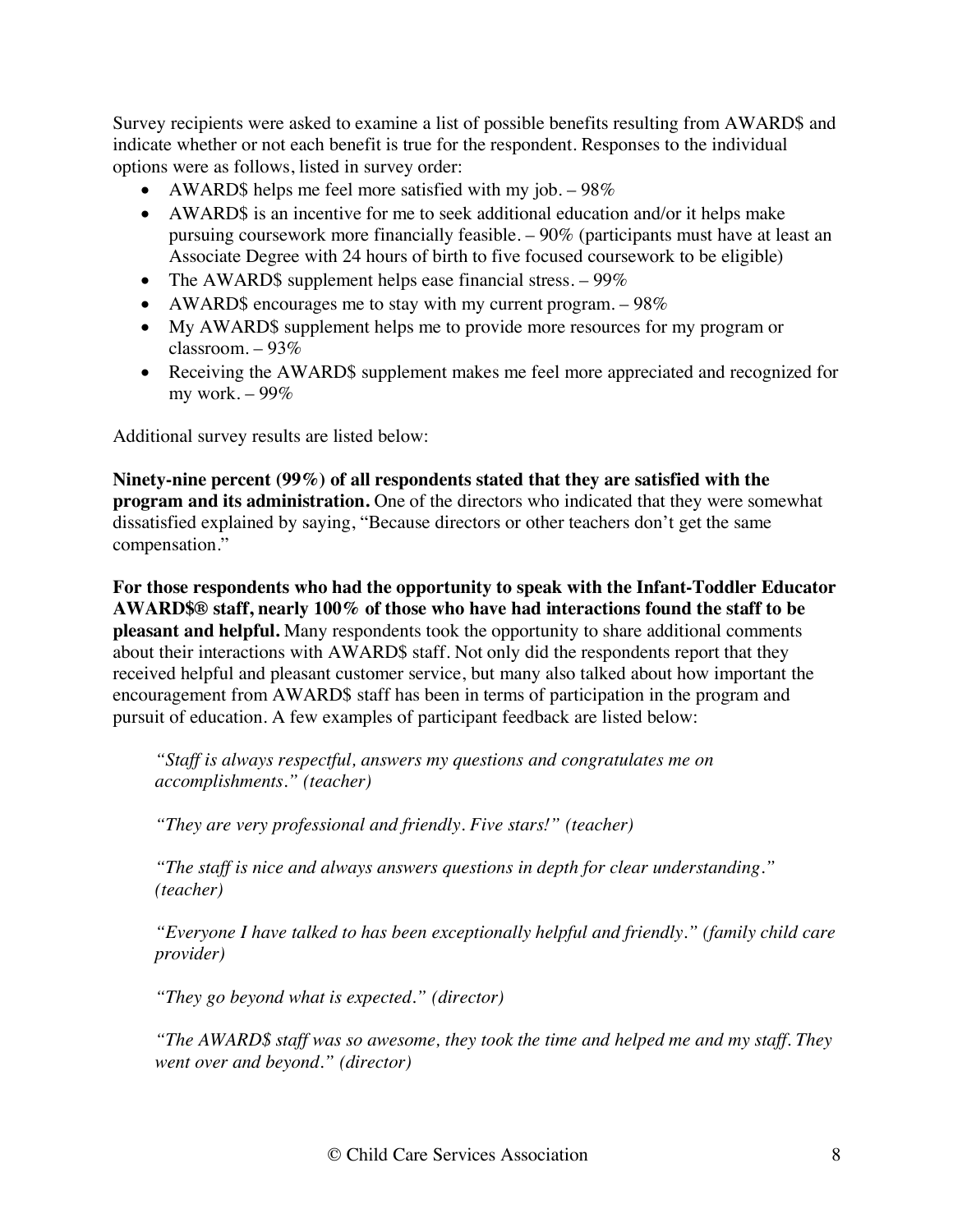Survey recipients were asked to examine a list of possible benefits resulting from AWARD$ and indicate whether or not each benefit is true for the respondent. Responses to the individual options were as follows, listed in survey order:

- AWARD$ helps me feel more satisfied with my job. – 98%
- AWARD$ is an incentive for me to seek additional education and/or it helps make pursuing coursework more financially feasible. – 90% (participants must have at least an Associate Degree with 24 hours of birth to five focused coursework to be eligible)
- The AWARD$ supplement helps ease financial stress. – 99%
- AWARD$ encourages me to stay with my current program. – 98%
- My AWARD$ supplement helps me to provide more resources for my program or classroom. – 93%
- Receiving the AWARD$ supplement makes me feel more appreciated and recognized for my work. – 99%

Additional survey results are listed below:

**Ninety-nine percent (99%) of all respondents stated that they are satisfied with the program and its administration.** One of the directors who indicated that they were somewhat dissatisfied explained by saying, "Because directors or other teachers don't get the same compensation."

**For those respondents who had the opportunity to speak with the Infant-Toddler Educator AWARD$® staff, nearly 100% of those who have had interactions found the staff to be pleasant and helpful.** Many respondents took the opportunity to share additional comments about their interactions with AWARD$ staff. Not only did the respondents report that they received helpful and pleasant customer service, but many also talked about how important the encouragement from AWARD$ staff has been in terms of participation in the program and pursuit of education. A few examples of participant feedback are listed below:

> *"Staff is always respectful, answers my questions and congratulates me on accomplishments." (teacher)*
>
> *"They are very professional and friendly. Five stars!" (teacher)*
>
> *"The staff is nice and always answers questions in depth for clear understanding." (teacher)*
>
> *"Everyone I have talked to has been exceptionally helpful and friendly." (family child care provider)*
>
> *"They go beyond what is expected." (director)*
>
> *"The AWARD$ staff was so awesome, they took the time and helped me and my staff. They went over and beyond." (director)*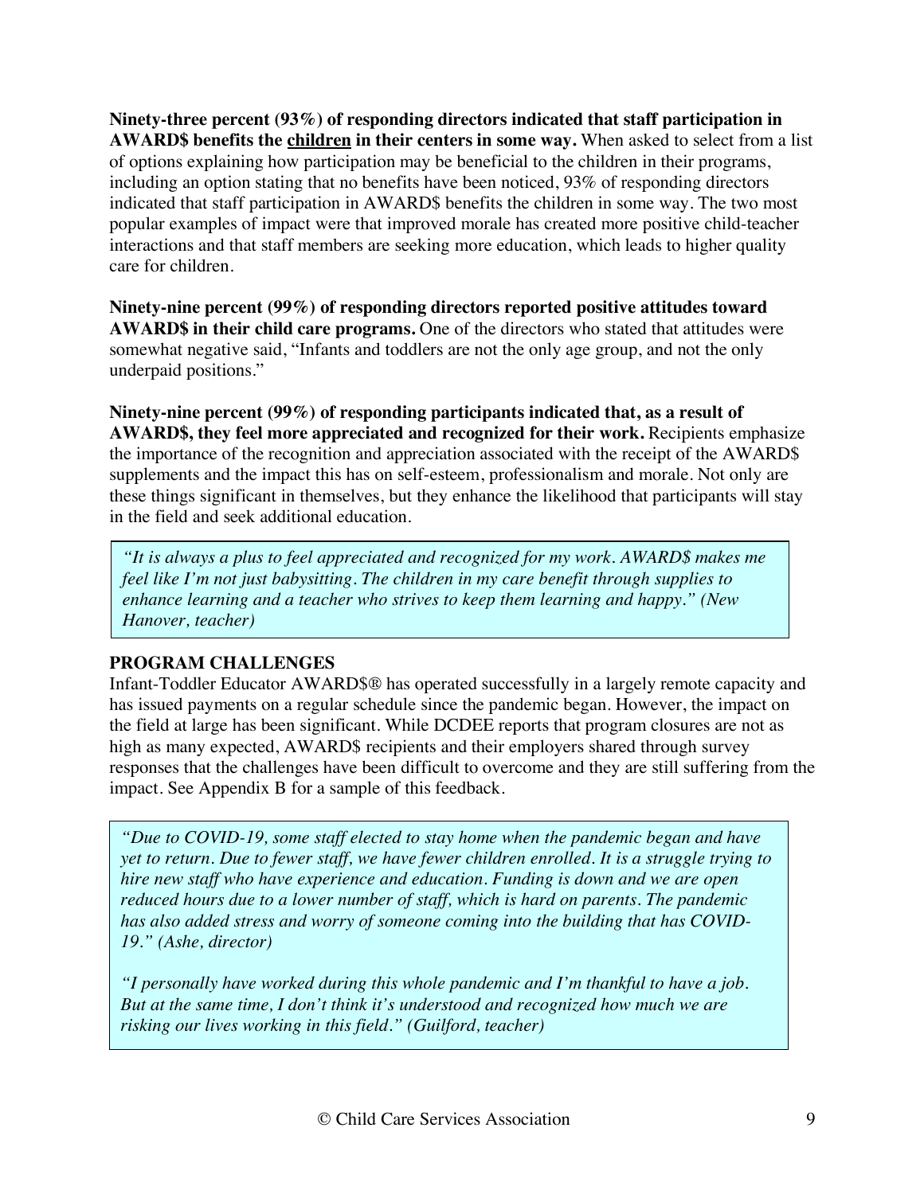**Ninety-three percent (93%) of responding directors indicated that staff participation in AWARD$ benefits the <u>children</u> in their centers in some way.** When asked to select from a list of options explaining how participation may be beneficial to the children in their programs, including an option stating that no benefits have been noticed, 93% of responding directors indicated that staff participation in AWARD$ benefits the children in some way. The two most popular examples of impact were that improved morale has created more positive child-teacher interactions and that staff members are seeking more education, which leads to higher quality care for children.

**Ninety-nine percent (99%) of responding directors reported positive attitudes toward AWARD$ in their child care programs.** One of the directors who stated that attitudes were somewhat negative said, "Infants and toddlers are not the only age group, and not the only underpaid positions."

**Ninety-nine percent (99%) of responding participants indicated that, as a result of AWARD$, they feel more appreciated and recognized for their work.** Recipients emphasize the importance of the recognition and appreciation associated with the receipt of the AWARD$ supplements and the impact this has on self-esteem, professionalism and morale. Not only are these things significant in themselves, but they enhance the likelihood that participants will stay in the field and seek additional education.

> *"It is always a plus to feel appreciated and recognized for my work. AWARD$ makes me feel like I'm not just babysitting. The children in my care benefit through supplies to enhance learning and a teacher who strives to keep them learning and happy." (New Hanover, teacher)*

## PROGRAM CHALLENGES

Infant-Toddler Educator AWARD$® has operated successfully in a largely remote capacity and has issued payments on a regular schedule since the pandemic began. However, the impact on the field at large has been significant. While DCDEE reports that program closures are not as high as many expected, AWARD$ recipients and their employers shared through survey responses that the challenges have been difficult to overcome and they are still suffering from the impact. See Appendix B for a sample of this feedback.

> *"Due to COVID-19, some staff elected to stay home when the pandemic began and have yet to return. Due to fewer staff, we have fewer children enrolled. It is a struggle trying to hire new staff who have experience and education. Funding is down and we are open reduced hours due to a lower number of staff, which is hard on parents. The pandemic has also added stress and worry of someone coming into the building that has COVID-19." (Ashe, director)*
>
> *"I personally have worked during this whole pandemic and I'm thankful to have a job. But at the same time, I don't think it's understood and recognized how much we are risking our lives working in this field." (Guilford, teacher)*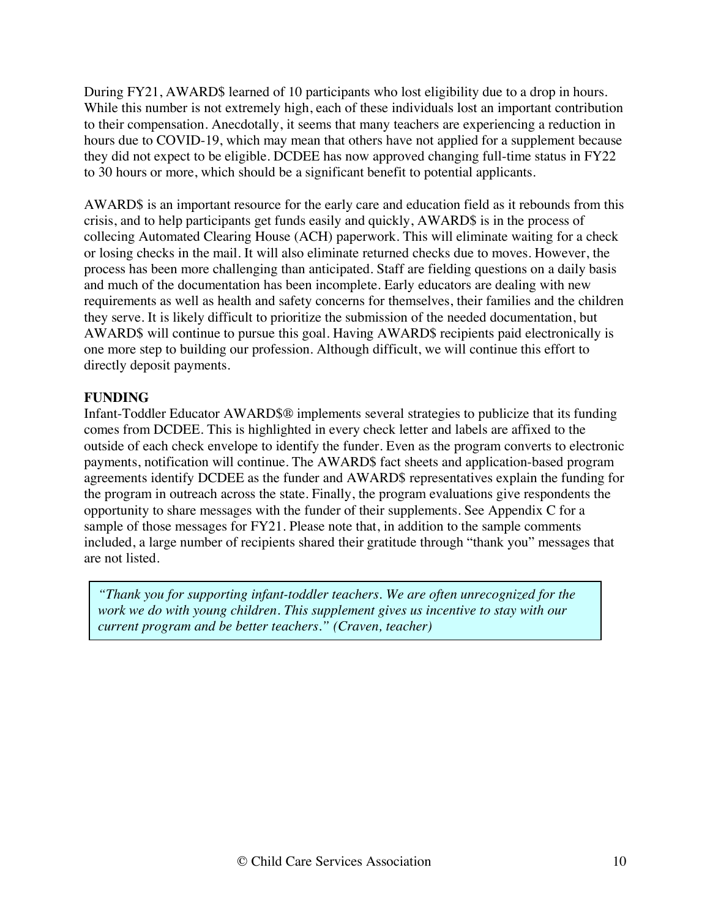During FY21, AWARD$ learned of 10 participants who lost eligibility due to a drop in hours. While this number is not extremely high, each of these individuals lost an important contribution to their compensation. Anecdotally, it seems that many teachers are experiencing a reduction in hours due to COVID-19, which may mean that others have not applied for a supplement because they did not expect to be eligible. DCDEE has now approved changing full-time status in FY22 to 30 hours or more, which should be a significant benefit to potential applicants.

AWARD$ is an important resource for the early care and education field as it rebounds from this crisis, and to help participants get funds easily and quickly, AWARD$ is in the process of collecing Automated Clearing House (ACH) paperwork. This will eliminate waiting for a check or losing checks in the mail. It will also eliminate returned checks due to moves. However, the process has been more challenging than anticipated. Staff are fielding questions on a daily basis and much of the documentation has been incomplete. Early educators are dealing with new requirements as well as health and safety concerns for themselves, their families and the children they serve. It is likely difficult to prioritize the submission of the needed documentation, but AWARD$ will continue to pursue this goal. Having AWARD$ recipients paid electronically is one more step to building our profession. Although difficult, we will continue this effort to directly deposit payments.

**FUNDING**

Infant-Toddler Educator AWARD$® implements several strategies to publicize that its funding comes from DCDEE. This is highlighted in every check letter and labels are affixed to the outside of each check envelope to identify the funder. Even as the program converts to electronic payments, notification will continue. The AWARD$ fact sheets and application-based program agreements identify DCDEE as the funder and AWARD$ representatives explain the funding for the program in outreach across the state. Finally, the program evaluations give respondents the opportunity to share messages with the funder of their supplements. See Appendix C for a sample of those messages for FY21. Please note that, in addition to the sample comments included, a large number of recipients shared their gratitude through "thank you" messages that are not listed.

> *"Thank you for supporting infant-toddler teachers. We are often unrecognized for the work we do with young children. This supplement gives us incentive to stay with our current program and be better teachers." (Craven, teacher)*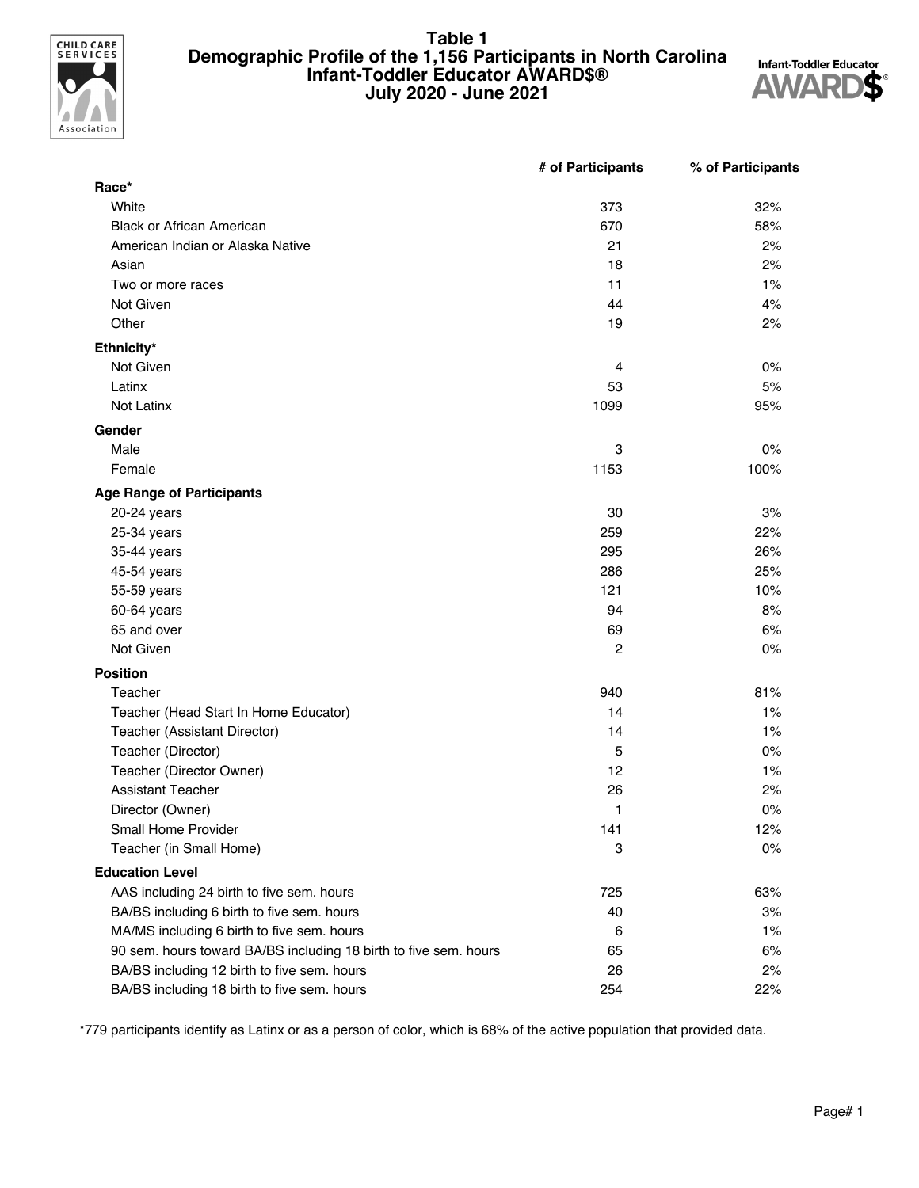# Table 1
## Demographic Profile of the 1,156 Participants in North Carolina Infant-Toddler Educator AWARD$®
## July 2020 - June 2021

| | # of Participants | % of Participants |
|---|---|---|
| **Race*** | | |
| White | 373 | 32% |
| Black or African American | 670 | 58% |
| American Indian or Alaska Native | 21 | 2% |
| Asian | 18 | 2% |
| Two or more races | 11 | 1% |
| Not Given | 44 | 4% |
| Other | 19 | 2% |
| **Ethnicity*** | | |
| Not Given | 4 | 0% |
| Latinx | 53 | 5% |
| Not Latinx | 1099 | 95% |
| **Gender** | | |
| Male | 3 | 0% |
| Female | 1153 | 100% |
| **Age Range of Participants** | | |
| 20-24 years | 30 | 3% |
| 25-34 years | 259 | 22% |
| 35-44 years | 295 | 26% |
| 45-54 years | 286 | 25% |
| 55-59 years | 121 | 10% |
| 60-64 years | 94 | 8% |
| 65 and over | 69 | 6% |
| Not Given | 2 | 0% |
| **Position** | | |
| Teacher | 940 | 81% |
| Teacher (Head Start In Home Educator) | 14 | 1% |
| Teacher (Assistant Director) | 14 | 1% |
| Teacher (Director) | 5 | 0% |
| Teacher (Director Owner) | 12 | 1% |
| Assistant Teacher | 26 | 2% |
| Director (Owner) | 1 | 0% |
| Small Home Provider | 141 | 12% |
| Teacher (in Small Home) | 3 | 0% |
| **Education Level** | | |
| AAS including 24 birth to five sem. hours | 725 | 63% |
| BA/BS including 6 birth to five sem. hours | 40 | 3% |
| MA/MS including 6 birth to five sem. hours | 6 | 1% |
| 90 sem. hours toward BA/BS including 18 birth to five sem. hours | 65 | 6% |
| BA/BS including 12 birth to five sem. hours | 26 | 2% |
| BA/BS including 18 birth to five sem. hours | 254 | 22% |

*779 participants identify as Latinx or as a person of color, which is 68% of the active population that provided data.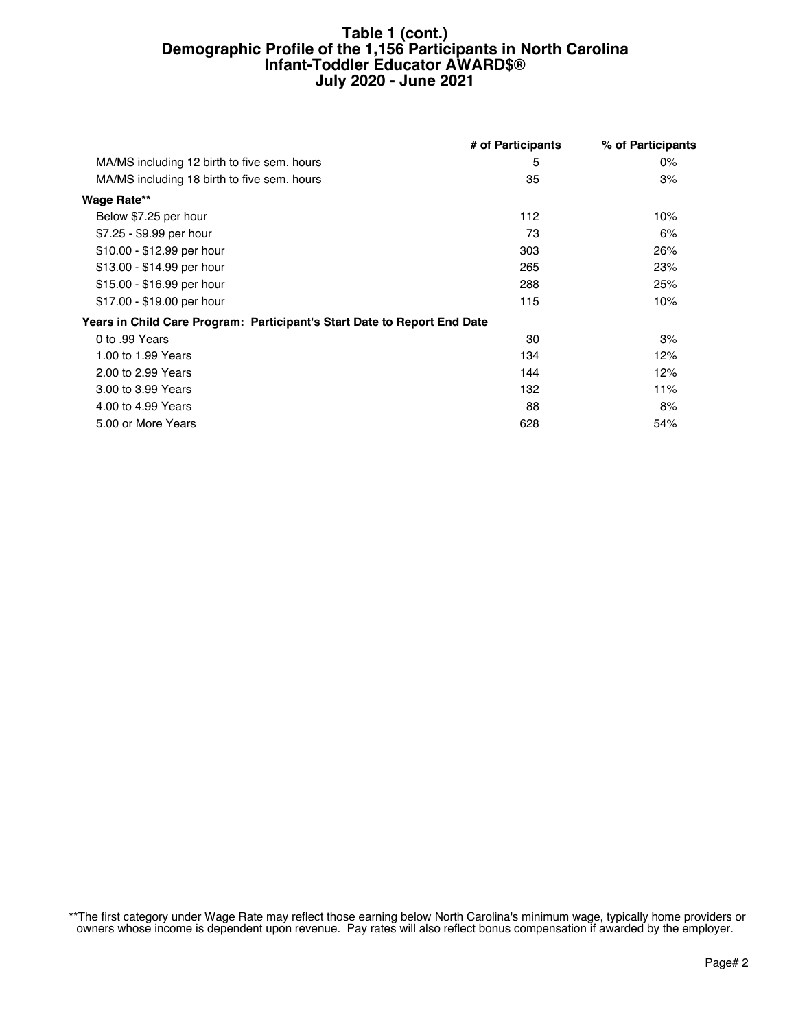**Table 1 (cont.)**
**Demographic Profile of the 1,156 Participants in North Carolina**
**Infant-Toddler Educator AWARD$®**
**July 2020 - June 2021**

| | # of Participants | % of Participants |
|---|---|---|
| MA/MS including 12 birth to five sem. hours | 5 | 0% |
| MA/MS including 18 birth to five sem. hours | 35 | 3% |
| **Wage Rate**\*\* | | |
| Below $7.25 per hour | 112 | 10% |
| $7.25 - $9.99 per hour | 73 | 6% |
| $10.00 - $12.99 per hour | 303 | 26% |
| $13.00 - $14.99 per hour | 265 | 23% |
| $15.00 - $16.99 per hour | 288 | 25% |
| $17.00 - $19.00 per hour | 115 | 10% |
| **Years in Child Care Program: Participant's Start Date to Report End Date** | | |
| 0 to .99 Years | 30 | 3% |
| 1.00 to 1.99 Years | 134 | 12% |
| 2.00 to 2.99 Years | 144 | 12% |
| 3.00 to 3.99 Years | 132 | 11% |
| 4.00 to 4.99 Years | 88 | 8% |
| 5.00 or More Years | 628 | 54% |

\*\*The first category under Wage Rate may reflect those earning below North Carolina's minimum wage, typically home providers or owners whose income is dependent upon revenue. Pay rates will also reflect bonus compensation if awarded by the employer.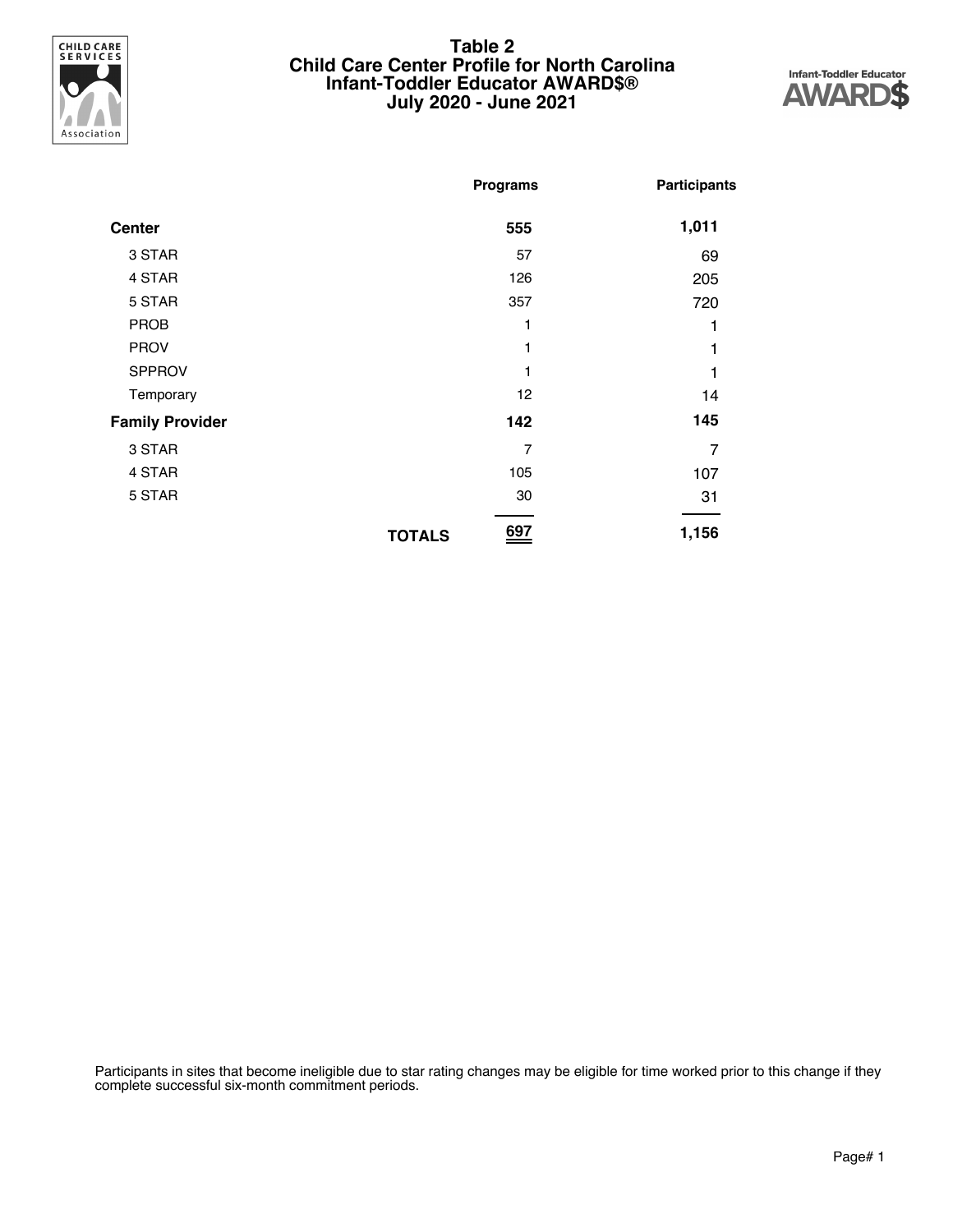# Table 2
## Child Care Center Profile for North Carolina
## Infant-Toddler Educator AWARD$®
## July 2020 - June 2021

| | Programs | Participants |
|---|---|---|
| **Center** | **555** | **1,011** |
| 3 STAR | 57 | 69 |
| 4 STAR | 126 | 205 |
| 5 STAR | 357 | 720 |
| PROB | 1 | 1 |
| PROV | 1 | 1 |
| SPPROV | 1 | 1 |
| Temporary | 12 | 14 |
| **Family Provider** | **142** | **145** |
| 3 STAR | 7 | 7 |
| 4 STAR | 105 | 107 |
| 5 STAR | 30 | 31 |
| **TOTALS** | **697** | **1,156** |

Participants in sites that become ineligible due to star rating changes may be eligible for time worked prior to this change if they complete successful six-month commitment periods.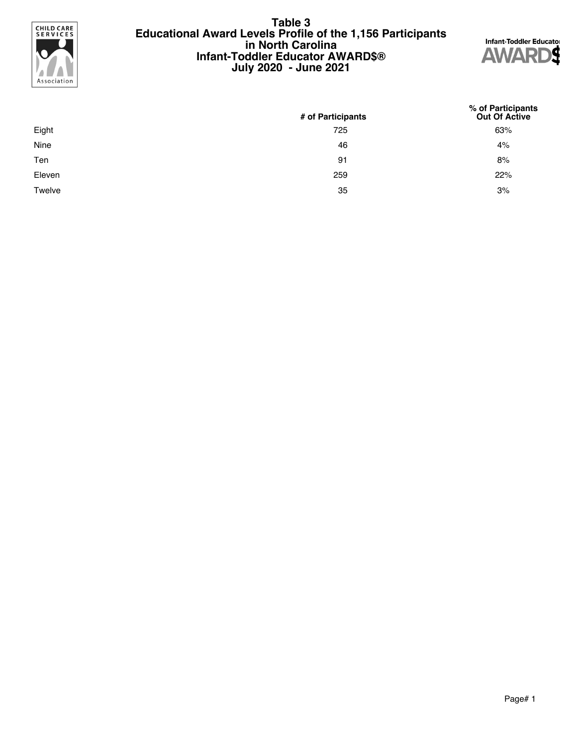# Table 3
# Educational Award Levels Profile of the 1,156 Participants in North Carolina
# Infant-Toddler Educator AWARD$®
# July 2020 - June 2021

|  | # of Participants | % of Participants Out Of Active |
|---|---|---|
| Eight | 725 | 63% |
| Nine | 46 | 4% |
| Ten | 91 | 8% |
| Eleven | 259 | 22% |
| Twelve | 35 | 3% |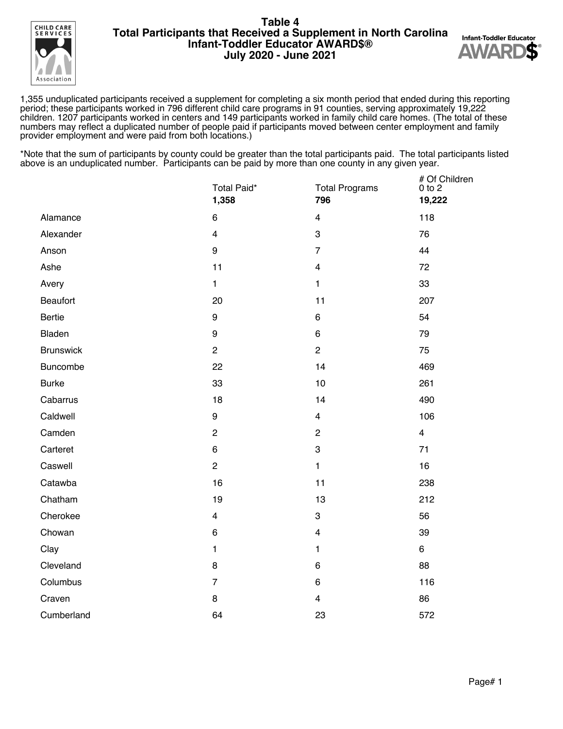# Table 4
## Total Participants that Received a Supplement in North Carolina
## Infant-Toddler Educator AWARD$®
## July 2020 - June 2021

1,355 unduplicated participants received a supplement for completing a six month period that ended during this reporting period; these participants worked in 796 different child care programs in 91 counties, serving approximately 19,222 children. 1207 participants worked in centers and 149 participants worked in family child care homes. (The total of these numbers may reflect a duplicated number of people paid if participants moved between center employment and family provider employment and were paid from both locations.)

*Note that the sum of participants by county could be greater than the total participants paid. The total participants listed above is an unduplicated number. Participants can be paid by more than one county in any given year.

| | Total Paid* | Total Programs | # Of Children 0 to 2 |
|---|---|---|---|
| | **1,358** | **796** | **19,222** |
| Alamance | 6 | 4 | 118 |
| Alexander | 4 | 3 | 76 |
| Anson | 9 | 7 | 44 |
| Ashe | 11 | 4 | 72 |
| Avery | 1 | 1 | 33 |
| Beaufort | 20 | 11 | 207 |
| Bertie | 9 | 6 | 54 |
| Bladen | 9 | 6 | 79 |
| Brunswick | 2 | 2 | 75 |
| Buncombe | 22 | 14 | 469 |
| Burke | 33 | 10 | 261 |
| Cabarrus | 18 | 14 | 490 |
| Caldwell | 9 | 4 | 106 |
| Camden | 2 | 2 | 4 |
| Carteret | 6 | 3 | 71 |
| Caswell | 2 | 1 | 16 |
| Catawba | 16 | 11 | 238 |
| Chatham | 19 | 13 | 212 |
| Cherokee | 4 | 3 | 56 |
| Chowan | 6 | 4 | 39 |
| Clay | 1 | 1 | 6 |
| Cleveland | 8 | 6 | 88 |
| Columbus | 7 | 6 | 116 |
| Craven | 8 | 4 | 86 |
| Cumberland | 64 | 23 | 572 |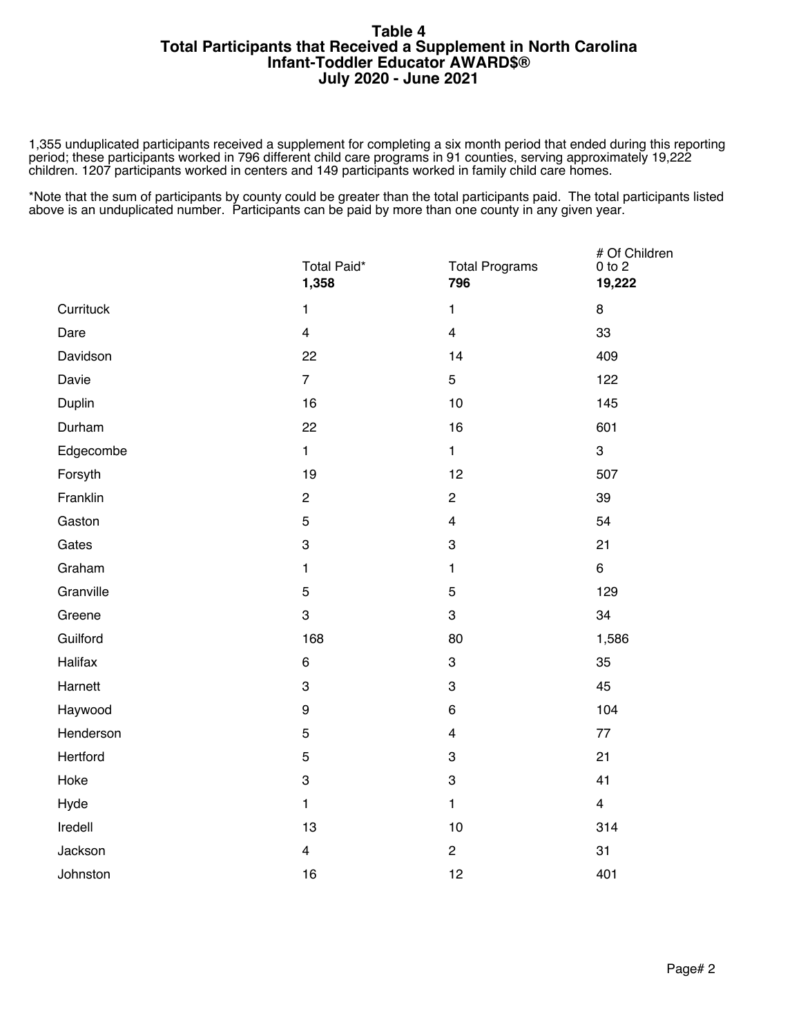# Table 4
## Total Participants that Received a Supplement in North Carolina
## Infant-Toddler Educator AWARD$®
## July 2020 - June 2021

1,355 unduplicated participants received a supplement for completing a six month period that ended during this reporting period; these participants worked in 796 different child care programs in 91 counties, serving approximately 19,222 children. 1207 participants worked in centers and 149 participants worked in family child care homes.

*Note that the sum of participants by county could be greater than the total participants paid. The total participants listed above is an unduplicated number. Participants can be paid by more than one county in any given year.

| | Total Paid* **1,358** | Total Programs **796** | # Of Children 0 to 2 **19,222** |
|---|---|---|---|
| Currituck | 1 | 1 | 8 |
| Dare | 4 | 4 | 33 |
| Davidson | 22 | 14 | 409 |
| Davie | 7 | 5 | 122 |
| Duplin | 16 | 10 | 145 |
| Durham | 22 | 16 | 601 |
| Edgecombe | 1 | 1 | 3 |
| Forsyth | 19 | 12 | 507 |
| Franklin | 2 | 2 | 39 |
| Gaston | 5 | 4 | 54 |
| Gates | 3 | 3 | 21 |
| Graham | 1 | 1 | 6 |
| Granville | 5 | 5 | 129 |
| Greene | 3 | 3 | 34 |
| Guilford | 168 | 80 | 1,586 |
| Halifax | 6 | 3 | 35 |
| Harnett | 3 | 3 | 45 |
| Haywood | 9 | 6 | 104 |
| Henderson | 5 | 4 | 77 |
| Hertford | 5 | 3 | 21 |
| Hoke | 3 | 3 | 41 |
| Hyde | 1 | 1 | 4 |
| Iredell | 13 | 10 | 314 |
| Jackson | 4 | 2 | 31 |
| Johnston | 16 | 12 | 401 |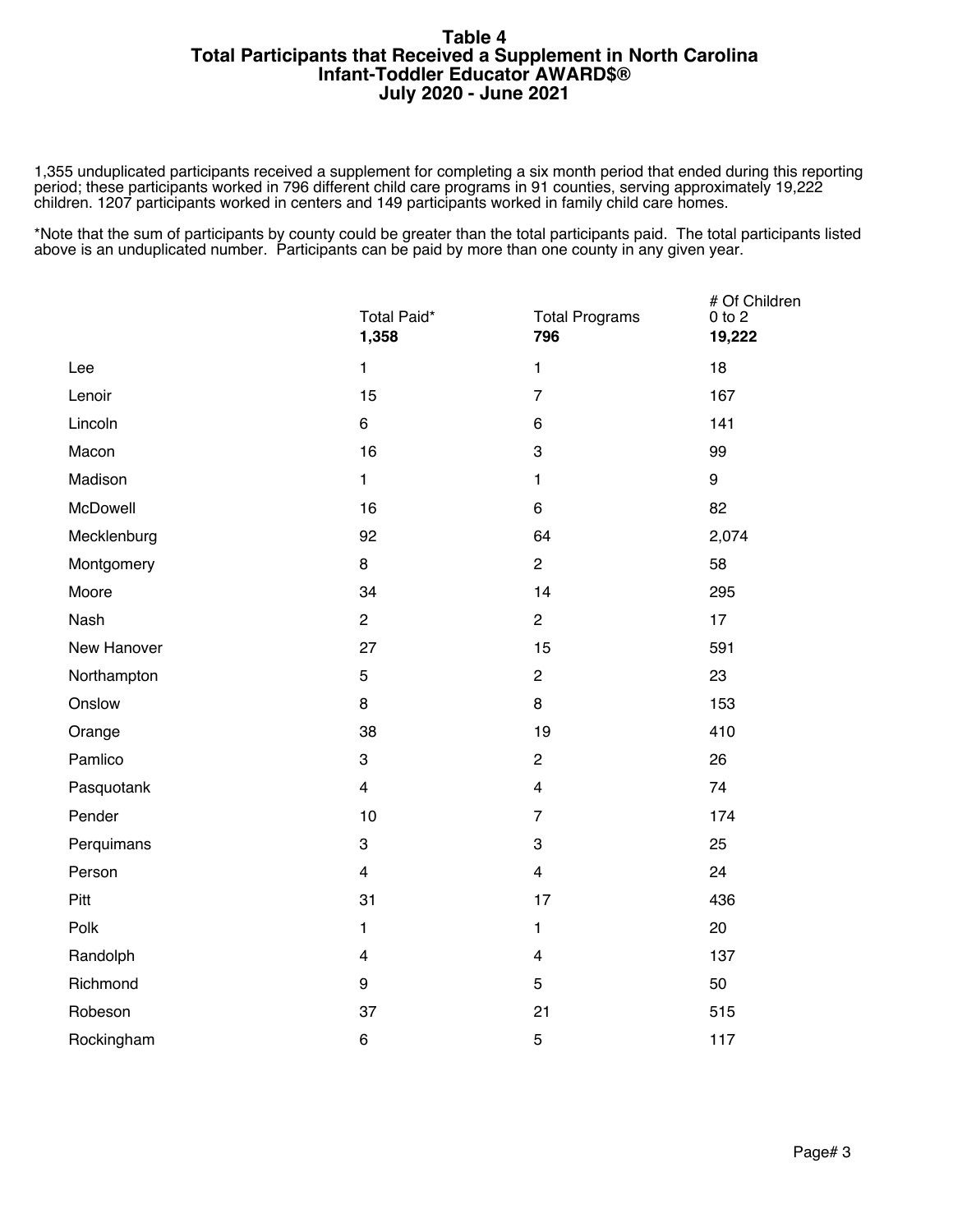# Table 4
## Total Participants that Received a Supplement in North Carolina
## Infant-Toddler Educator AWARD$®
## July 2020 - June 2021

1,355 unduplicated participants received a supplement for completing a six month period that ended during this reporting period; these participants worked in 796 different child care programs in 91 counties, serving approximately 19,222 children. 1207 participants worked in centers and 149 participants worked in family child care homes.

*Note that the sum of participants by county could be greater than the total participants paid. The total participants listed above is an unduplicated number. Participants can be paid by more than one county in any given year.

| | Total Paid* **1,358** | Total Programs **796** | # Of Children 0 to 2 **19,222** |
|---|---|---|---|
| Lee | 1 | 1 | 18 |
| Lenoir | 15 | 7 | 167 |
| Lincoln | 6 | 6 | 141 |
| Macon | 16 | 3 | 99 |
| Madison | 1 | 1 | 9 |
| McDowell | 16 | 6 | 82 |
| Mecklenburg | 92 | 64 | 2,074 |
| Montgomery | 8 | 2 | 58 |
| Moore | 34 | 14 | 295 |
| Nash | 2 | 2 | 17 |
| New Hanover | 27 | 15 | 591 |
| Northampton | 5 | 2 | 23 |
| Onslow | 8 | 8 | 153 |
| Orange | 38 | 19 | 410 |
| Pamlico | 3 | 2 | 26 |
| Pasquotank | 4 | 4 | 74 |
| Pender | 10 | 7 | 174 |
| Perquimans | 3 | 3 | 25 |
| Person | 4 | 4 | 24 |
| Pitt | 31 | 17 | 436 |
| Polk | 1 | 1 | 20 |
| Randolph | 4 | 4 | 137 |
| Richmond | 9 | 5 | 50 |
| Robeson | 37 | 21 | 515 |
| Rockingham | 6 | 5 | 117 |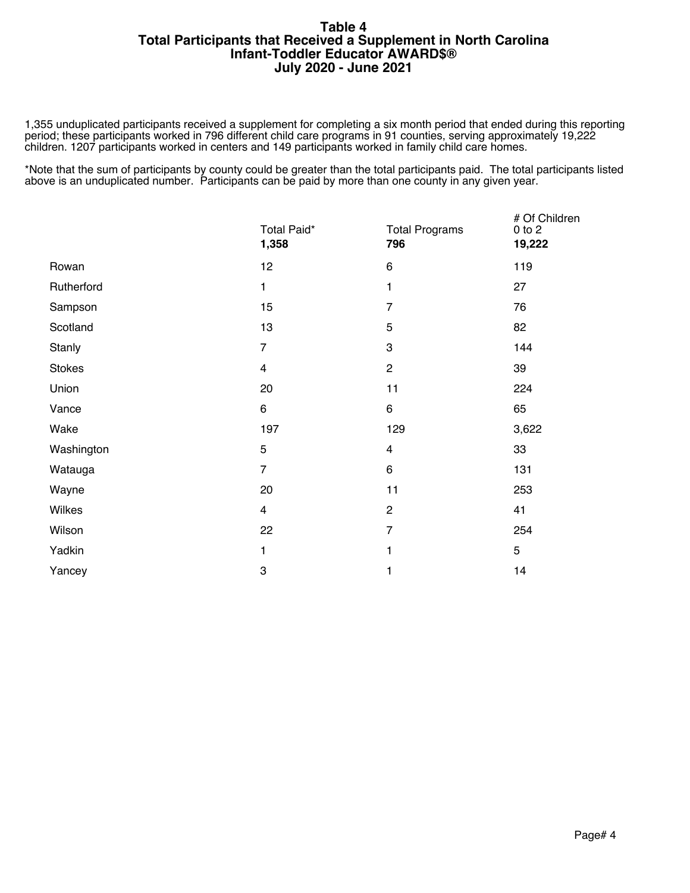# Table 4
## Total Participants that Received a Supplement in North Carolina
## Infant-Toddler Educator AWARD$®
## July 2020 - June 2021

1,355 unduplicated participants received a supplement for completing a six month period that ended during this reporting period; these participants worked in 796 different child care programs in 91 counties, serving approximately 19,222 children. 1207 participants worked in centers and 149 participants worked in family child care homes.

*Note that the sum of participants by county could be greater than the total participants paid. The total participants listed above is an unduplicated number. Participants can be paid by more than one county in any given year.

| | Total Paid* **1,358** | Total Programs **796** | # Of Children 0 to 2 **19,222** |
|---|---|---|---|
| Rowan | 12 | 6 | 119 |
| Rutherford | 1 | 1 | 27 |
| Sampson | 15 | 7 | 76 |
| Scotland | 13 | 5 | 82 |
| Stanly | 7 | 3 | 144 |
| Stokes | 4 | 2 | 39 |
| Union | 20 | 11 | 224 |
| Vance | 6 | 6 | 65 |
| Wake | 197 | 129 | 3,622 |
| Washington | 5 | 4 | 33 |
| Watauga | 7 | 6 | 131 |
| Wayne | 20 | 11 | 253 |
| Wilkes | 4 | 2 | 41 |
| Wilson | 22 | 7 | 254 |
| Yadkin | 1 | 1 | 5 |
| Yancey | 3 | 1 | 14 |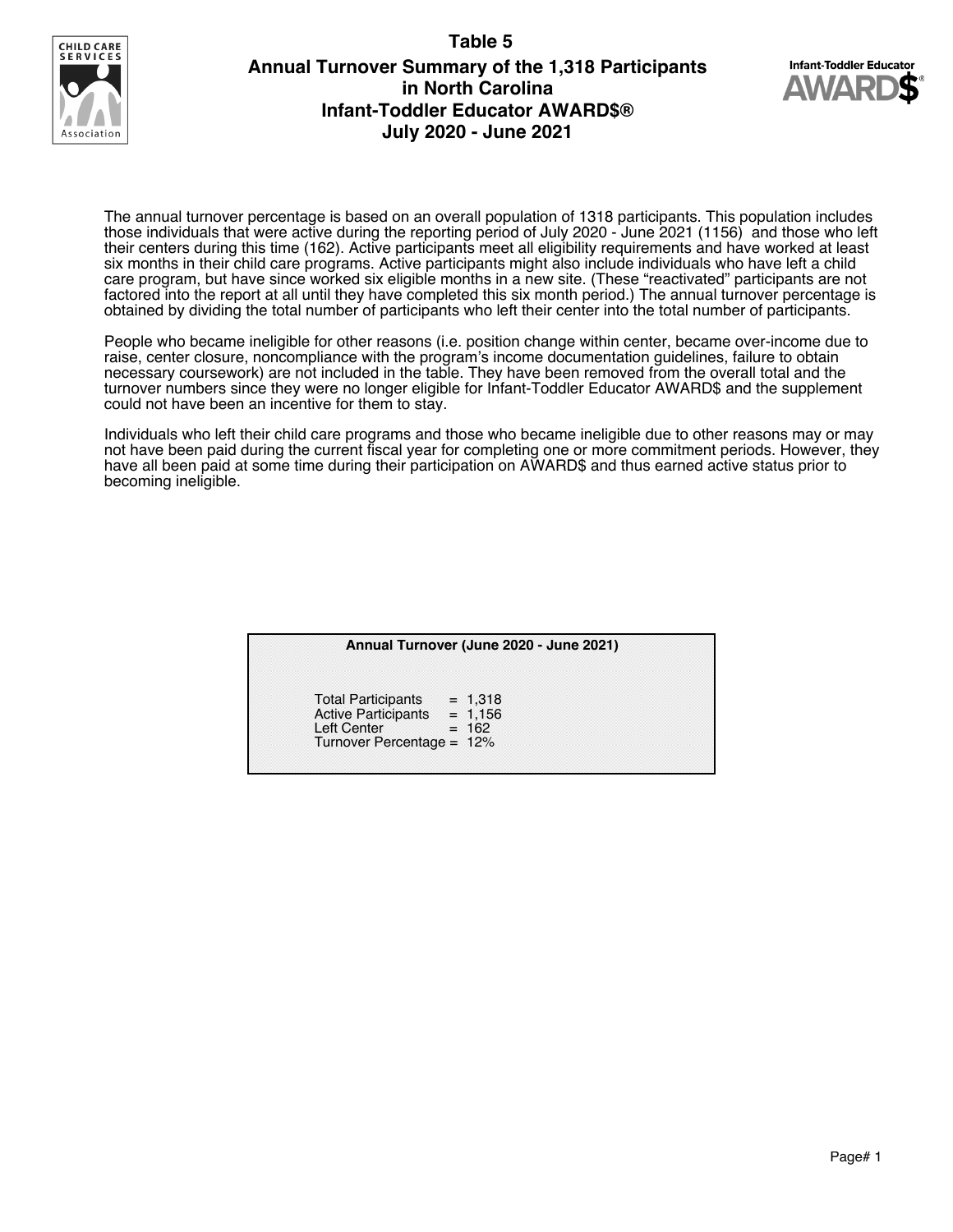# Table 5

## Annual Turnover Summary of the 1,318 Participants in North Carolina Infant-Toddler Educator AWARD$® July 2020 - June 2021

The annual turnover percentage is based on an overall population of 1318 participants. This population includes those individuals that were active during the reporting period of July 2020 - June 2021 (1156) and those who left their centers during this time (162). Active participants meet all eligibility requirements and have worked at least six months in their child care programs. Active participants might also include individuals who have left a child care program, but have since worked six eligible months in a new site. (These "reactivated" participants are not factored into the report at all until they have completed this six month period.) The annual turnover percentage is obtained by dividing the total number of participants who left their center into the total number of participants.

People who became ineligible for other reasons (i.e. position change within center, became over-income due to raise, center closure, noncompliance with the program's income documentation guidelines, failure to obtain necessary coursework) are not included in the table. They have been removed from the overall total and the turnover numbers since they were no longer eligible for Infant-Toddler Educator AWARD$ and the supplement could not have been an incentive for them to stay.

Individuals who left their child care programs and those who became ineligible due to other reasons may or may not have been paid during the current fiscal year for completing one or more commitment periods. However, they have all been paid at some time during their participation on AWARD$ and thus earned active status prior to becoming ineligible.

| Annual Turnover (June 2020 - June 2021) | |
|---|---|
| Total Participants | = 1,318 |
| Active Participants | = 1,156 |
| Left Center | = 162 |
| Turnover Percentage | = 12% |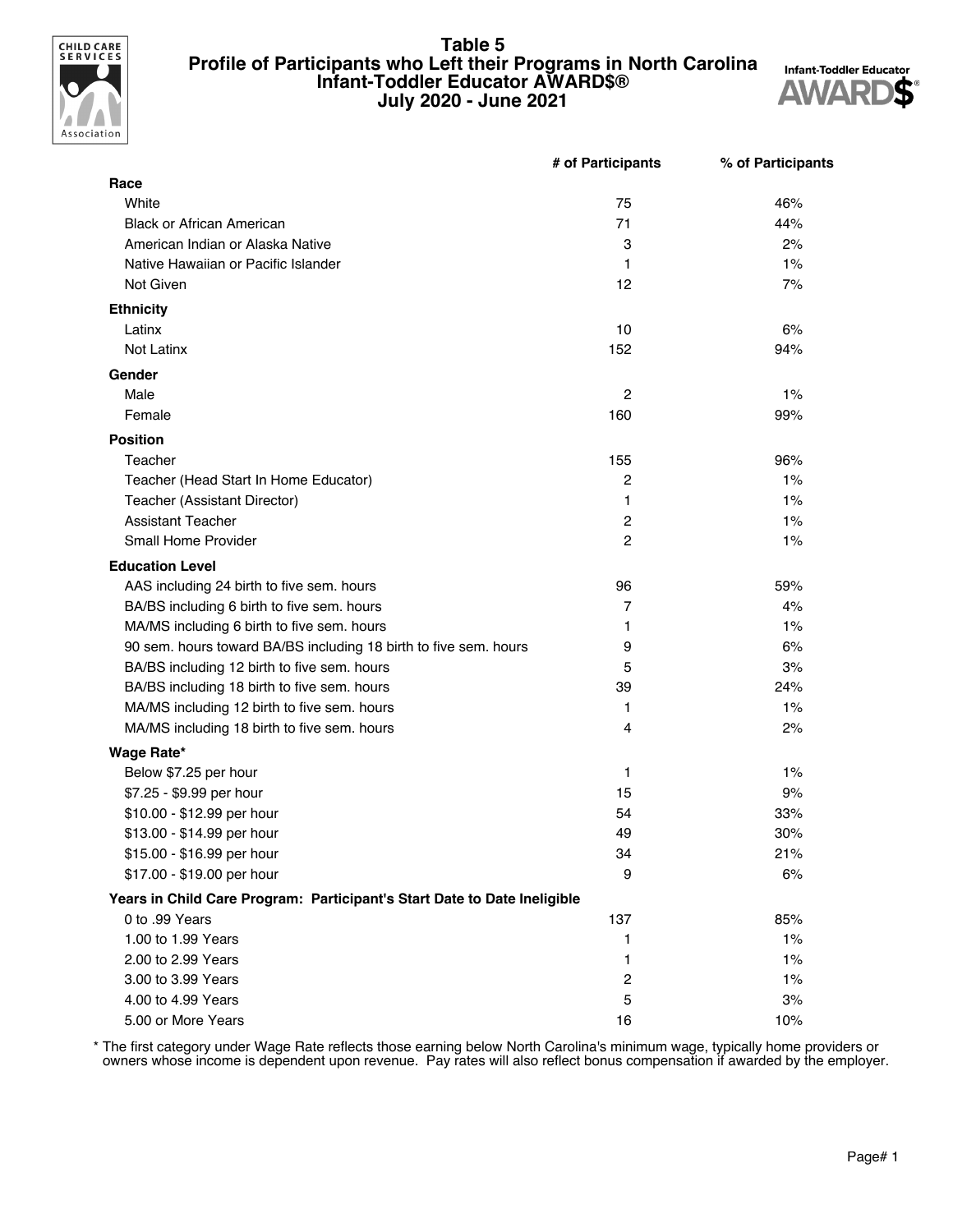# Table 5
# Profile of Participants who Left their Programs in North Carolina
# Infant-Toddler Educator AWARD$®
# July 2020 - June 2021

| | # of Participants | % of Participants |
|---|---|---|
| **Race** | | |
| White | 75 | 46% |
| Black or African American | 71 | 44% |
| American Indian or Alaska Native | 3 | 2% |
| Native Hawaiian or Pacific Islander | 1 | 1% |
| Not Given | 12 | 7% |
| **Ethnicity** | | |
| Latinx | 10 | 6% |
| Not Latinx | 152 | 94% |
| **Gender** | | |
| Male | 2 | 1% |
| Female | 160 | 99% |
| **Position** | | |
| Teacher | 155 | 96% |
| Teacher (Head Start In Home Educator) | 2 | 1% |
| Teacher (Assistant Director) | 1 | 1% |
| Assistant Teacher | 2 | 1% |
| Small Home Provider | 2 | 1% |
| **Education Level** | | |
| AAS including 24 birth to five sem. hours | 96 | 59% |
| BA/BS including 6 birth to five sem. hours | 7 | 4% |
| MA/MS including 6 birth to five sem. hours | 1 | 1% |
| 90 sem. hours toward BA/BS including 18 birth to five sem. hours | 9 | 6% |
| BA/BS including 12 birth to five sem. hours | 5 | 3% |
| BA/BS including 18 birth to five sem. hours | 39 | 24% |
| MA/MS including 12 birth to five sem. hours | 1 | 1% |
| MA/MS including 18 birth to five sem. hours | 4 | 2% |
| **Wage Rate*** | | |
| Below $7.25 per hour | 1 | 1% |
| $7.25 - $9.99 per hour | 15 | 9% |
| $10.00 - $12.99 per hour | 54 | 33% |
| $13.00 - $14.99 per hour | 49 | 30% |
| $15.00 - $16.99 per hour | 34 | 21% |
| $17.00 - $19.00 per hour | 9 | 6% |
| **Years in Child Care Program: Participant's Start Date to Date Ineligible** | | |
| 0 to .99 Years | 137 | 85% |
| 1.00 to 1.99 Years | 1 | 1% |
| 2.00 to 2.99 Years | 1 | 1% |
| 3.00 to 3.99 Years | 2 | 1% |
| 4.00 to 4.99 Years | 5 | 3% |
| 5.00 or More Years | 16 | 10% |

* The first category under Wage Rate reflects those earning below North Carolina's minimum wage, typically home providers or owners whose income is dependent upon revenue. Pay rates will also reflect bonus compensation if awarded by the employer.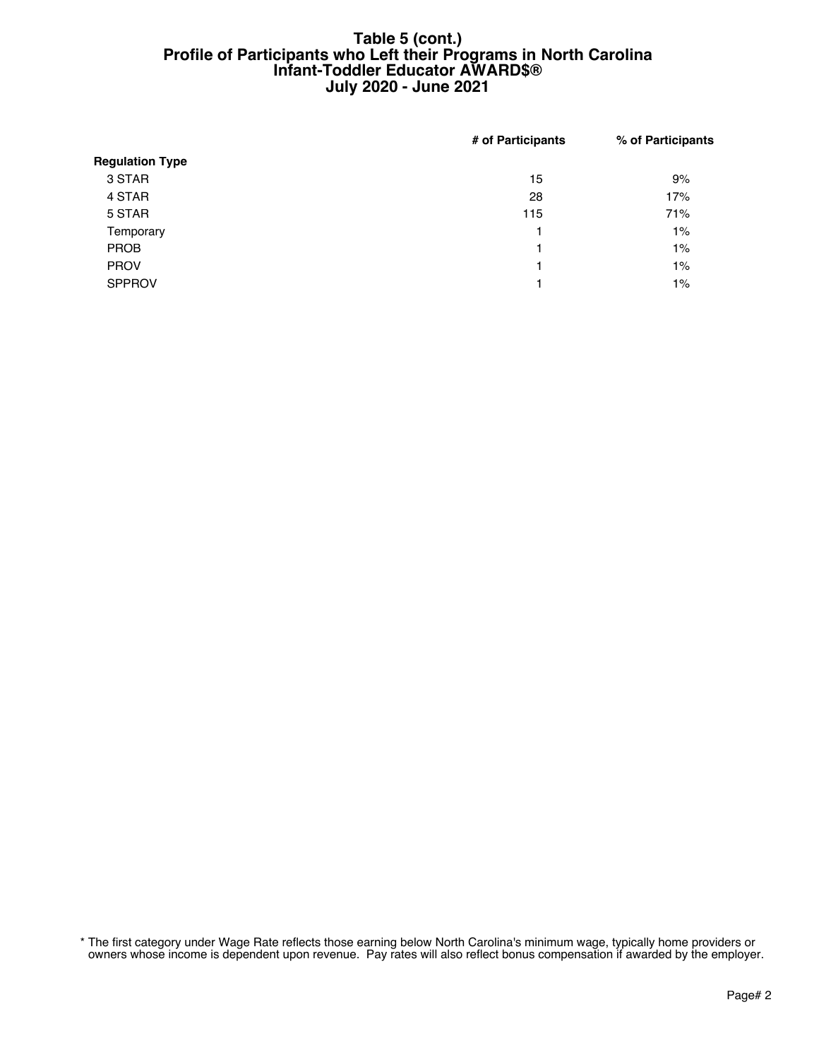# Table 5 (cont.)
# Profile of Participants who Left their Programs in North Carolina
# Infant-Toddler Educator AWARD$®
# July 2020 - June 2021

| | # of Participants | % of Participants |
|---|---|---|
| **Regulation Type** | | |
| 3 STAR | 15 | 9% |
| 4 STAR | 28 | 17% |
| 5 STAR | 115 | 71% |
| Temporary | 1 | 1% |
| PROB | 1 | 1% |
| PROV | 1 | 1% |
| SPPROV | 1 | 1% |

* The first category under Wage Rate reflects those earning below North Carolina's minimum wage, typically home providers or owners whose income is dependent upon revenue. Pay rates will also reflect bonus compensation if awarded by the employer.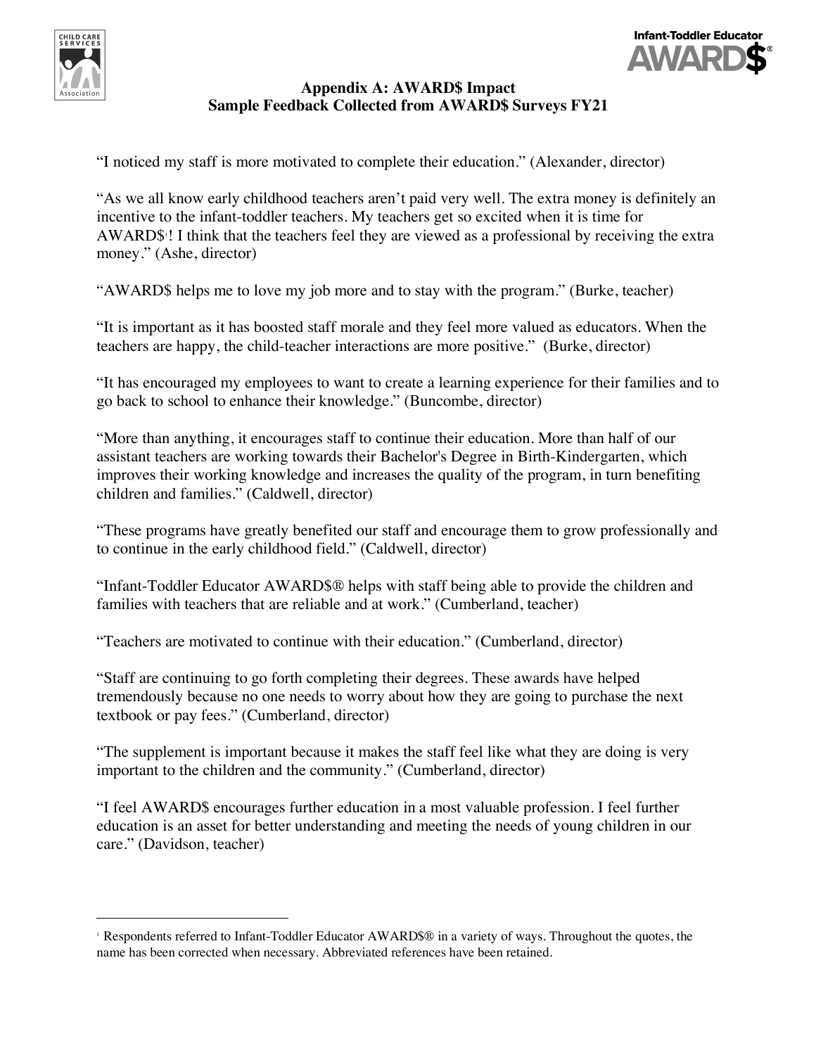## Appendix A: AWARD$ Impact
## Sample Feedback Collected from AWARD$ Surveys FY21

"I noticed my staff is more motivated to complete their education." (Alexander, director)

"As we all know early childhood teachers aren't paid very well. The extra money is definitely an incentive to the infant-toddler teachers. My teachers get so excited when it is time for AWARD$[1]! I think that the teachers feel they are viewed as a professional by receiving the extra money." (Ashe, director)

"AWARD$ helps me to love my job more and to stay with the program." (Burke, teacher)

"It is important as it has boosted staff morale and they feel more valued as educators. When the teachers are happy, the child-teacher interactions are more positive." (Burke, director)

"It has encouraged my employees to want to create a learning experience for their families and to go back to school to enhance their knowledge." (Buncombe, director)

"More than anything, it encourages staff to continue their education. More than half of our assistant teachers are working towards their Bachelor's Degree in Birth-Kindergarten, which improves their working knowledge and increases the quality of the program, in turn benefiting children and families." (Caldwell, director)

"These programs have greatly benefited our staff and encourage them to grow professionally and to continue in the early childhood field." (Caldwell, director)

"Infant-Toddler Educator AWARD$® helps with staff being able to provide the children and families with teachers that are reliable and at work." (Cumberland, teacher)

"Teachers are motivated to continue with their education." (Cumberland, director)

"Staff are continuing to go forth completing their degrees. These awards have helped tremendously because no one needs to worry about how they are going to purchase the next textbook or pay fees." (Cumberland, director)

"The supplement is important because it makes the staff feel like what they are doing is very important to the children and the community." (Cumberland, director)

"I feel AWARD$ encourages further education in a most valuable profession. I feel further education is an asset for better understanding and meeting the needs of young children in our care." (Davidson, teacher)

---

[1] Respondents referred to Infant-Toddler Educator AWARD$® in a variety of ways. Throughout the quotes, the name has been corrected when necessary. Abbreviated references have been retained.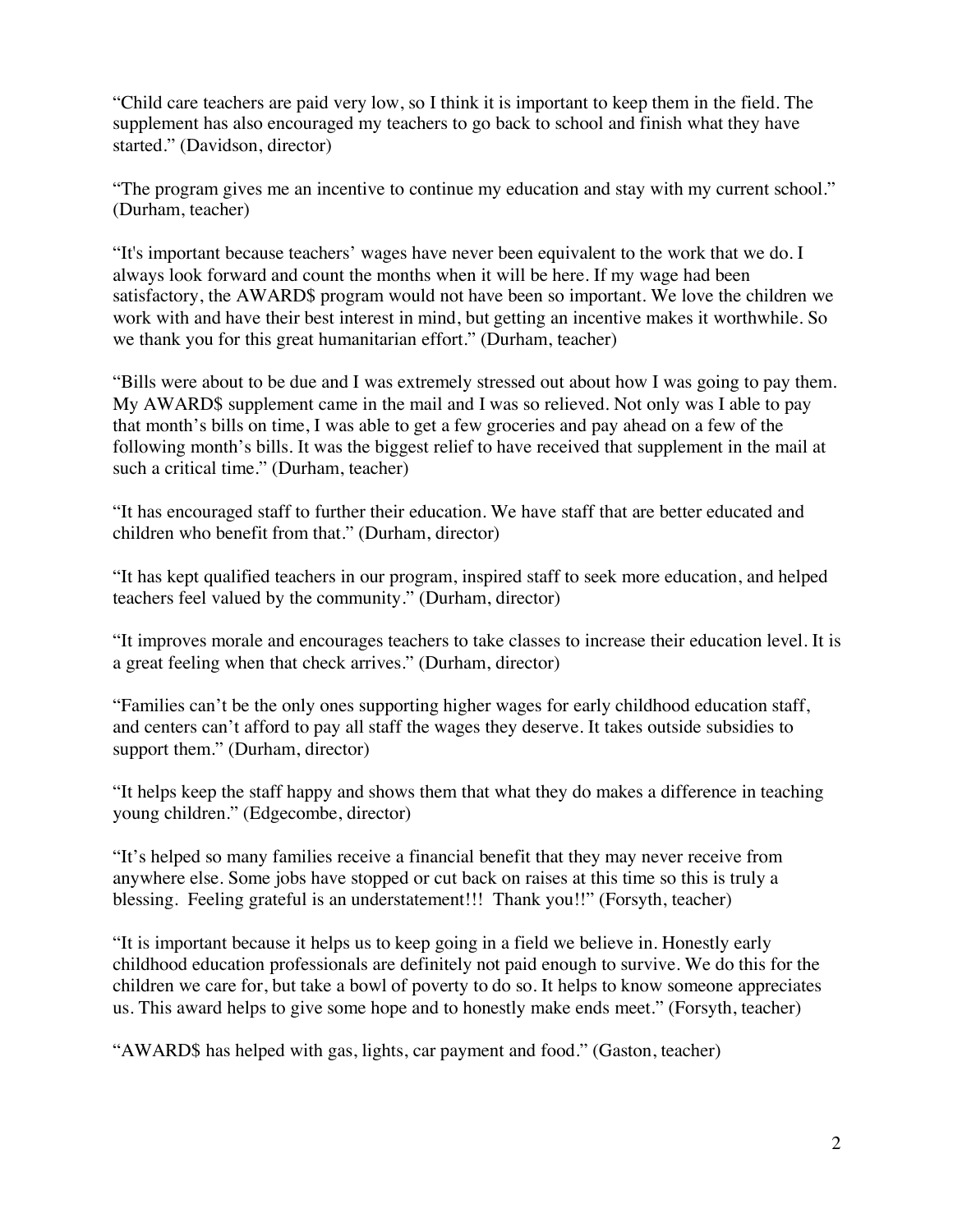"Child care teachers are paid very low, so I think it is important to keep them in the field. The supplement has also encouraged my teachers to go back to school and finish what they have started." (Davidson, director)

"The program gives me an incentive to continue my education and stay with my current school." (Durham, teacher)

"It's important because teachers' wages have never been equivalent to the work that we do. I always look forward and count the months when it will be here. If my wage had been satisfactory, the AWARD$ program would not have been so important. We love the children we work with and have their best interest in mind, but getting an incentive makes it worthwhile. So we thank you for this great humanitarian effort." (Durham, teacher)

"Bills were about to be due and I was extremely stressed out about how I was going to pay them. My AWARD$ supplement came in the mail and I was so relieved. Not only was I able to pay that month's bills on time, I was able to get a few groceries and pay ahead on a few of the following month's bills. It was the biggest relief to have received that supplement in the mail at such a critical time." (Durham, teacher)

"It has encouraged staff to further their education. We have staff that are better educated and children who benefit from that." (Durham, director)

"It has kept qualified teachers in our program, inspired staff to seek more education, and helped teachers feel valued by the community." (Durham, director)

"It improves morale and encourages teachers to take classes to increase their education level. It is a great feeling when that check arrives." (Durham, director)

"Families can't be the only ones supporting higher wages for early childhood education staff, and centers can't afford to pay all staff the wages they deserve. It takes outside subsidies to support them." (Durham, director)

"It helps keep the staff happy and shows them that what they do makes a difference in teaching young children." (Edgecombe, director)

"It's helped so many families receive a financial benefit that they may never receive from anywhere else. Some jobs have stopped or cut back on raises at this time so this is truly a blessing. Feeling grateful is an understatement!!! Thank you!!" (Forsyth, teacher)

"It is important because it helps us to keep going in a field we believe in. Honestly early childhood education professionals are definitely not paid enough to survive. We do this for the children we care for, but take a bowl of poverty to do so. It helps to know someone appreciates us. This award helps to give some hope and to honestly make ends meet." (Forsyth, teacher)

"AWARD$ has helped with gas, lights, car payment and food." (Gaston, teacher)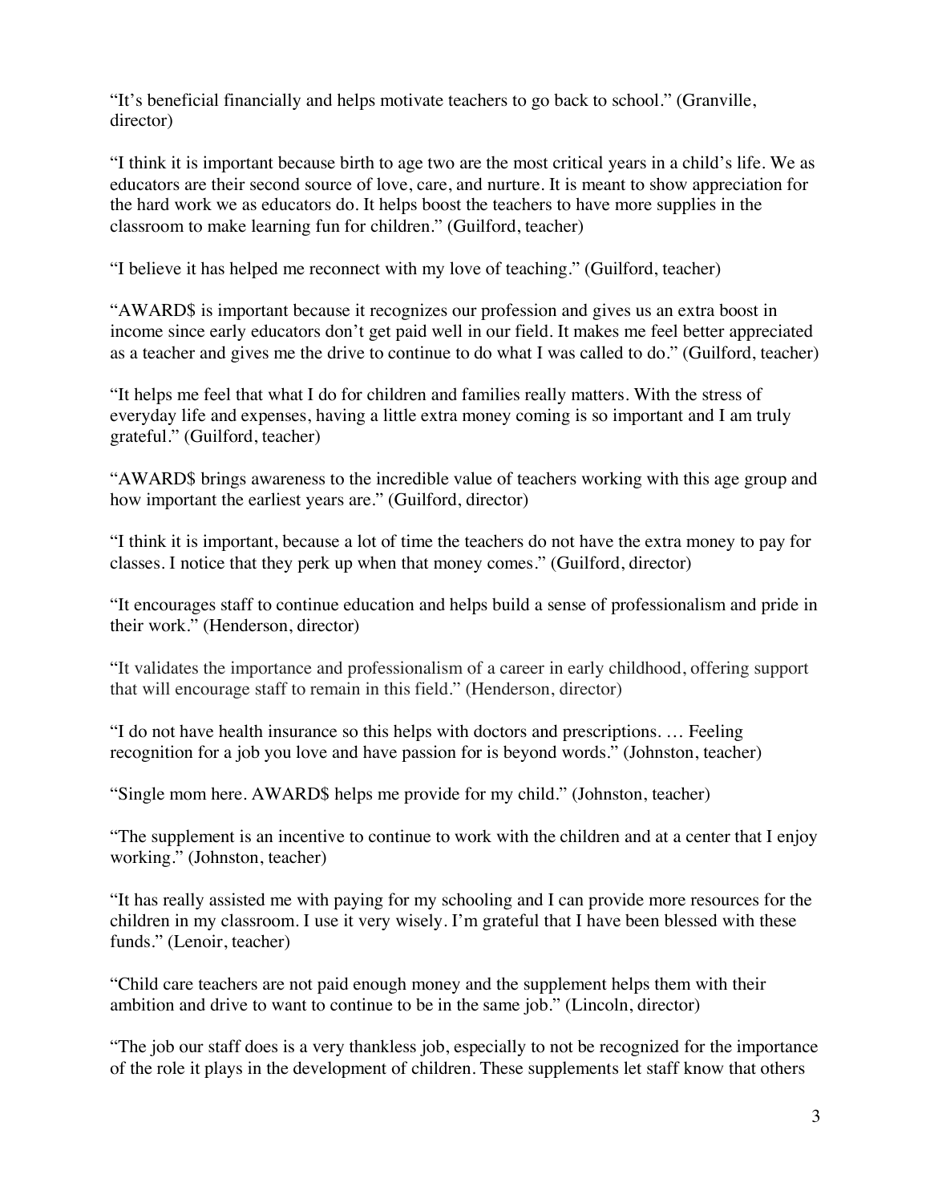"It's beneficial financially and helps motivate teachers to go back to school." (Granville, director)

"I think it is important because birth to age two are the most critical years in a child's life. We as educators are their second source of love, care, and nurture. It is meant to show appreciation for the hard work we as educators do. It helps boost the teachers to have more supplies in the classroom to make learning fun for children." (Guilford, teacher)

"I believe it has helped me reconnect with my love of teaching." (Guilford, teacher)

"AWARD$ is important because it recognizes our profession and gives us an extra boost in income since early educators don't get paid well in our field. It makes me feel better appreciated as a teacher and gives me the drive to continue to do what I was called to do." (Guilford, teacher)

"It helps me feel that what I do for children and families really matters. With the stress of everyday life and expenses, having a little extra money coming is so important and I am truly grateful." (Guilford, teacher)

"AWARD$ brings awareness to the incredible value of teachers working with this age group and how important the earliest years are." (Guilford, director)

"I think it is important, because a lot of time the teachers do not have the extra money to pay for classes. I notice that they perk up when that money comes." (Guilford, director)

"It encourages staff to continue education and helps build a sense of professionalism and pride in their work." (Henderson, director)

"It validates the importance and professionalism of a career in early childhood, offering support that will encourage staff to remain in this field." (Henderson, director)

"I do not have health insurance so this helps with doctors and prescriptions. … Feeling recognition for a job you love and have passion for is beyond words." (Johnston, teacher)

"Single mom here. AWARD$ helps me provide for my child." (Johnston, teacher)

"The supplement is an incentive to continue to work with the children and at a center that I enjoy working." (Johnston, teacher)

"It has really assisted me with paying for my schooling and I can provide more resources for the children in my classroom. I use it very wisely. I'm grateful that I have been blessed with these funds." (Lenoir, teacher)

"Child care teachers are not paid enough money and the supplement helps them with their ambition and drive to want to continue to be in the same job." (Lincoln, director)

"The job our staff does is a very thankless job, especially to not be recognized for the importance of the role it plays in the development of children. These supplements let staff know that others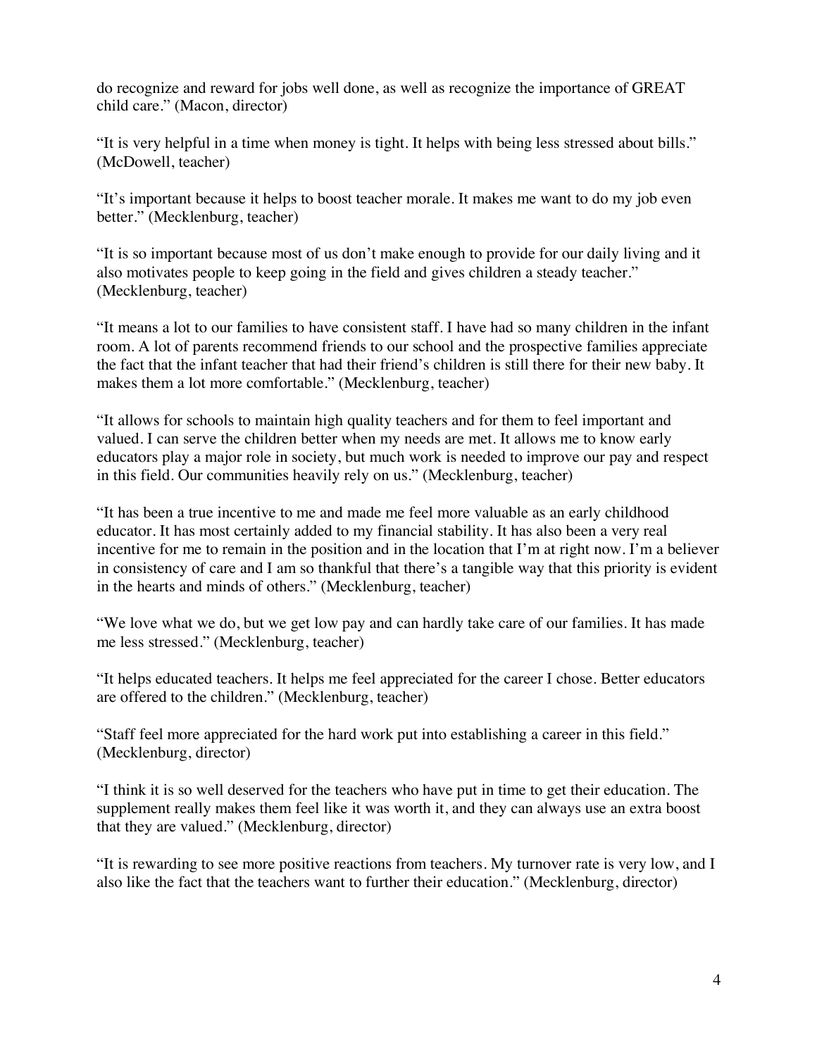do recognize and reward for jobs well done, as well as recognize the importance of GREAT child care." (Macon, director)

"It is very helpful in a time when money is tight. It helps with being less stressed about bills." (McDowell, teacher)

"It's important because it helps to boost teacher morale. It makes me want to do my job even better." (Mecklenburg, teacher)

"It is so important because most of us don't make enough to provide for our daily living and it also motivates people to keep going in the field and gives children a steady teacher." (Mecklenburg, teacher)

"It means a lot to our families to have consistent staff. I have had so many children in the infant room. A lot of parents recommend friends to our school and the prospective families appreciate the fact that the infant teacher that had their friend's children is still there for their new baby. It makes them a lot more comfortable." (Mecklenburg, teacher)

"It allows for schools to maintain high quality teachers and for them to feel important and valued. I can serve the children better when my needs are met. It allows me to know early educators play a major role in society, but much work is needed to improve our pay and respect in this field. Our communities heavily rely on us." (Mecklenburg, teacher)

"It has been a true incentive to me and made me feel more valuable as an early childhood educator. It has most certainly added to my financial stability. It has also been a very real incentive for me to remain in the position and in the location that I'm at right now. I'm a believer in consistency of care and I am so thankful that there's a tangible way that this priority is evident in the hearts and minds of others." (Mecklenburg, teacher)

"We love what we do, but we get low pay and can hardly take care of our families. It has made me less stressed." (Mecklenburg, teacher)

"It helps educated teachers. It helps me feel appreciated for the career I chose. Better educators are offered to the children." (Mecklenburg, teacher)

"Staff feel more appreciated for the hard work put into establishing a career in this field." (Mecklenburg, director)

"I think it is so well deserved for the teachers who have put in time to get their education. The supplement really makes them feel like it was worth it, and they can always use an extra boost that they are valued." (Mecklenburg, director)

"It is rewarding to see more positive reactions from teachers. My turnover rate is very low, and I also like the fact that the teachers want to further their education." (Mecklenburg, director)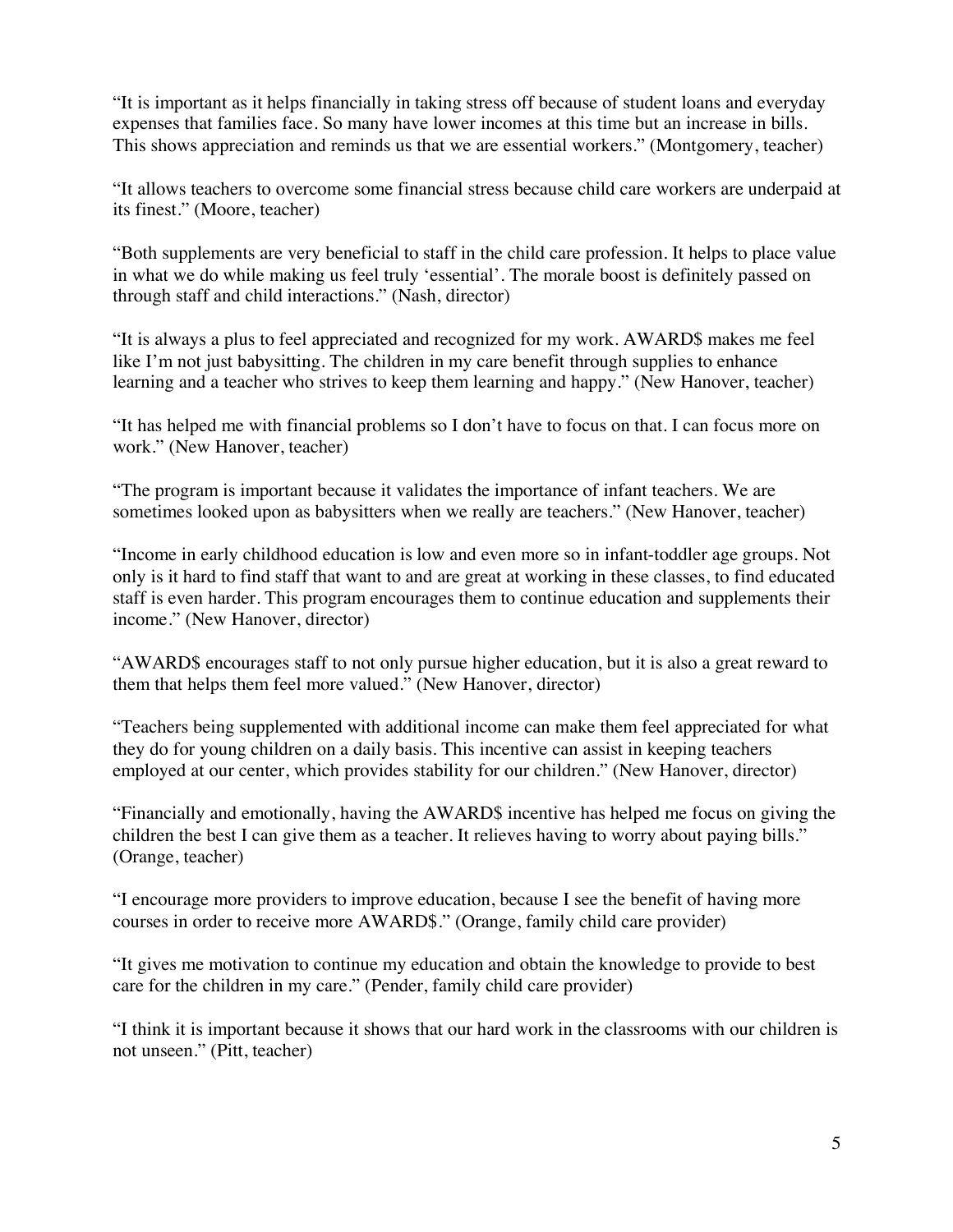"It is important as it helps financially in taking stress off because of student loans and everyday expenses that families face. So many have lower incomes at this time but an increase in bills. This shows appreciation and reminds us that we are essential workers." (Montgomery, teacher)

"It allows teachers to overcome some financial stress because child care workers are underpaid at its finest." (Moore, teacher)

"Both supplements are very beneficial to staff in the child care profession. It helps to place value in what we do while making us feel truly 'essential'. The morale boost is definitely passed on through staff and child interactions." (Nash, director)

"It is always a plus to feel appreciated and recognized for my work. AWARD$ makes me feel like I'm not just babysitting. The children in my care benefit through supplies to enhance learning and a teacher who strives to keep them learning and happy." (New Hanover, teacher)

"It has helped me with financial problems so I don't have to focus on that. I can focus more on work." (New Hanover, teacher)

"The program is important because it validates the importance of infant teachers. We are sometimes looked upon as babysitters when we really are teachers." (New Hanover, teacher)

"Income in early childhood education is low and even more so in infant-toddler age groups. Not only is it hard to find staff that want to and are great at working in these classes, to find educated staff is even harder. This program encourages them to continue education and supplements their income." (New Hanover, director)

"AWARD$ encourages staff to not only pursue higher education, but it is also a great reward to them that helps them feel more valued." (New Hanover, director)

"Teachers being supplemented with additional income can make them feel appreciated for what they do for young children on a daily basis. This incentive can assist in keeping teachers employed at our center, which provides stability for our children." (New Hanover, director)

"Financially and emotionally, having the AWARD$ incentive has helped me focus on giving the children the best I can give them as a teacher. It relieves having to worry about paying bills." (Orange, teacher)

"I encourage more providers to improve education, because I see the benefit of having more courses in order to receive more AWARD$." (Orange, family child care provider)

"It gives me motivation to continue my education and obtain the knowledge to provide to best care for the children in my care." (Pender, family child care provider)

"I think it is important because it shows that our hard work in the classrooms with our children is not unseen." (Pitt, teacher)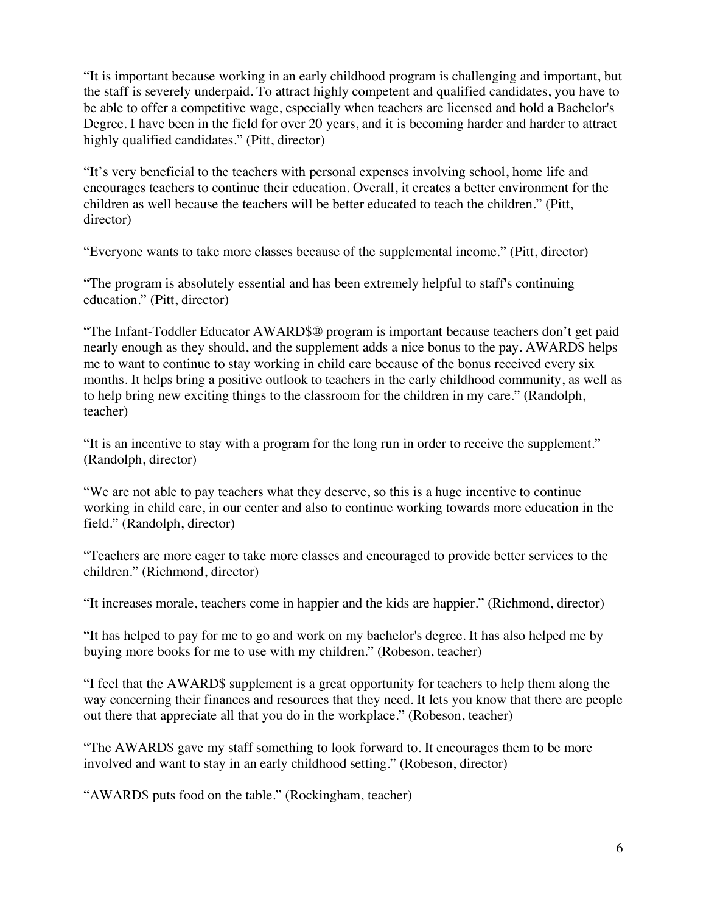"It is important because working in an early childhood program is challenging and important, but the staff is severely underpaid. To attract highly competent and qualified candidates, you have to be able to offer a competitive wage, especially when teachers are licensed and hold a Bachelor's Degree. I have been in the field for over 20 years, and it is becoming harder and harder to attract highly qualified candidates." (Pitt, director)

"It's very beneficial to the teachers with personal expenses involving school, home life and encourages teachers to continue their education. Overall, it creates a better environment for the children as well because the teachers will be better educated to teach the children." (Pitt, director)

"Everyone wants to take more classes because of the supplemental income." (Pitt, director)

"The program is absolutely essential and has been extremely helpful to staff's continuing education." (Pitt, director)

"The Infant-Toddler Educator AWARD$® program is important because teachers don't get paid nearly enough as they should, and the supplement adds a nice bonus to the pay. AWARD$ helps me to want to continue to stay working in child care because of the bonus received every six months. It helps bring a positive outlook to teachers in the early childhood community, as well as to help bring new exciting things to the classroom for the children in my care." (Randolph, teacher)

"It is an incentive to stay with a program for the long run in order to receive the supplement." (Randolph, director)

"We are not able to pay teachers what they deserve, so this is a huge incentive to continue working in child care, in our center and also to continue working towards more education in the field." (Randolph, director)

"Teachers are more eager to take more classes and encouraged to provide better services to the children." (Richmond, director)

"It increases morale, teachers come in happier and the kids are happier." (Richmond, director)

"It has helped to pay for me to go and work on my bachelor's degree. It has also helped me by buying more books for me to use with my children." (Robeson, teacher)

"I feel that the AWARD$ supplement is a great opportunity for teachers to help them along the way concerning their finances and resources that they need. It lets you know that there are people out there that appreciate all that you do in the workplace." (Robeson, teacher)

"The AWARD$ gave my staff something to look forward to. It encourages them to be more involved and want to stay in an early childhood setting." (Robeson, director)

"AWARD$ puts food on the table." (Rockingham, teacher)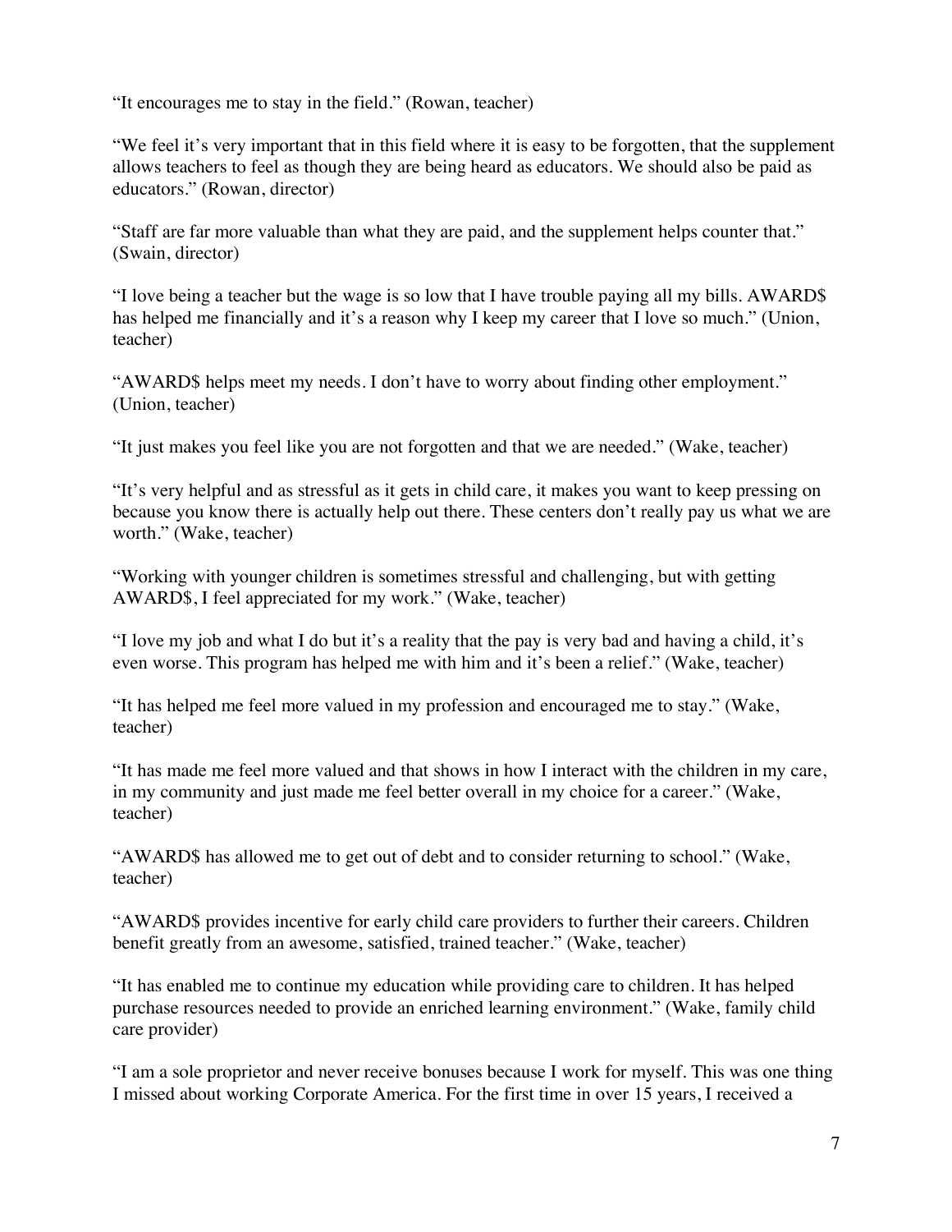"It encourages me to stay in the field." (Rowan, teacher)

"We feel it's very important that in this field where it is easy to be forgotten, that the supplement allows teachers to feel as though they are being heard as educators. We should also be paid as educators." (Rowan, director)

"Staff are far more valuable than what they are paid, and the supplement helps counter that." (Swain, director)

"I love being a teacher but the wage is so low that I have trouble paying all my bills. AWARD$ has helped me financially and it's a reason why I keep my career that I love so much." (Union, teacher)

"AWARD$ helps meet my needs. I don't have to worry about finding other employment." (Union, teacher)

"It just makes you feel like you are not forgotten and that we are needed." (Wake, teacher)

"It's very helpful and as stressful as it gets in child care, it makes you want to keep pressing on because you know there is actually help out there. These centers don't really pay us what we are worth." (Wake, teacher)

"Working with younger children is sometimes stressful and challenging, but with getting AWARD$, I feel appreciated for my work." (Wake, teacher)

"I love my job and what I do but it's a reality that the pay is very bad and having a child, it's even worse. This program has helped me with him and it's been a relief." (Wake, teacher)

"It has helped me feel more valued in my profession and encouraged me to stay." (Wake, teacher)

"It has made me feel more valued and that shows in how I interact with the children in my care, in my community and just made me feel better overall in my choice for a career." (Wake, teacher)

"AWARD$ has allowed me to get out of debt and to consider returning to school." (Wake, teacher)

"AWARD$ provides incentive for early child care providers to further their careers. Children benefit greatly from an awesome, satisfied, trained teacher." (Wake, teacher)

"It has enabled me to continue my education while providing care to children. It has helped purchase resources needed to provide an enriched learning environment." (Wake, family child care provider)

"I am a sole proprietor and never receive bonuses because I work for myself. This was one thing I missed about working Corporate America. For the first time in over 15 years, I received a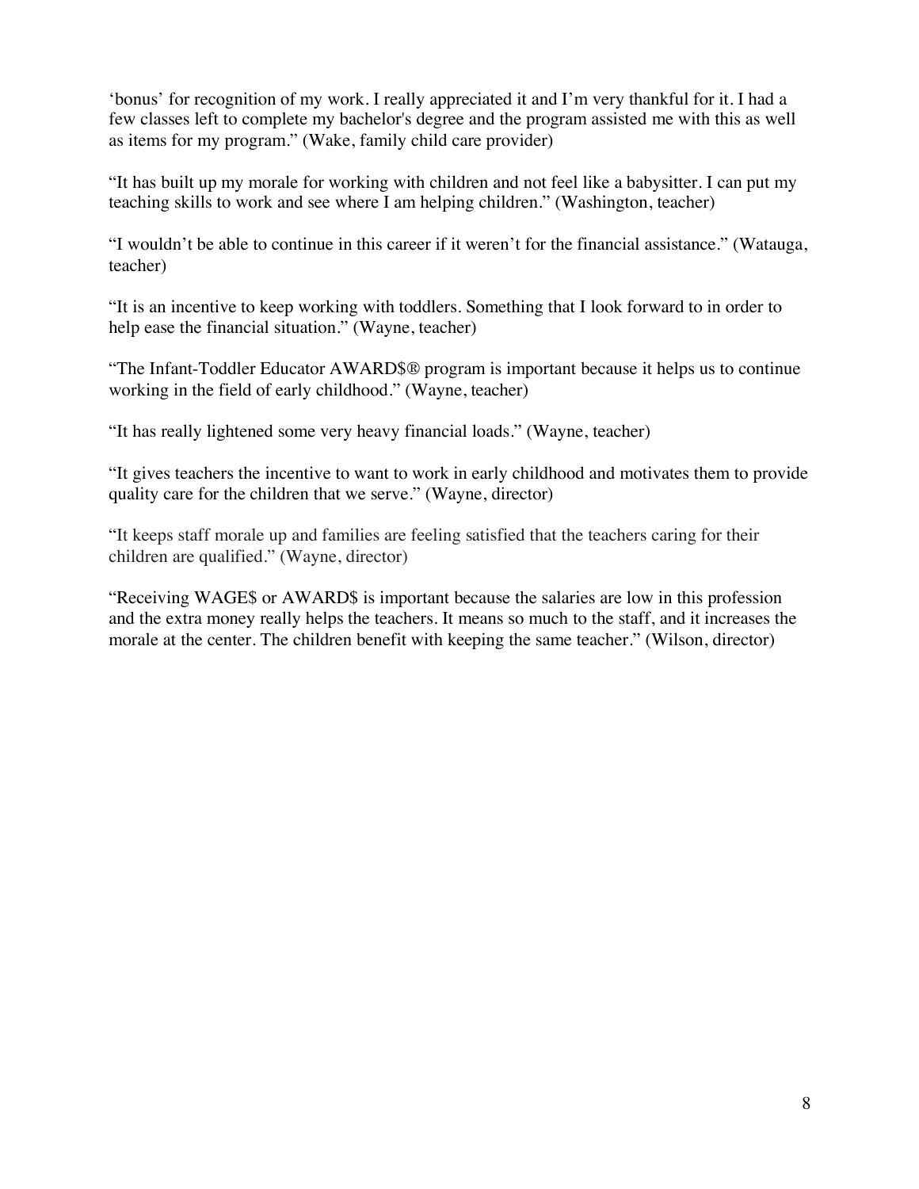‘bonus’ for recognition of my work. I really appreciated it and I’m very thankful for it. I had a few classes left to complete my bachelor's degree and the program assisted me with this as well as items for my program.” (Wake, family child care provider)

“It has built up my morale for working with children and not feel like a babysitter. I can put my teaching skills to work and see where I am helping children.” (Washington, teacher)

“I wouldn’t be able to continue in this career if it weren’t for the financial assistance.” (Watauga, teacher)

“It is an incentive to keep working with toddlers. Something that I look forward to in order to help ease the financial situation.” (Wayne, teacher)

“The Infant-Toddler Educator AWARD$® program is important because it helps us to continue working in the field of early childhood.” (Wayne, teacher)

“It has really lightened some very heavy financial loads.” (Wayne, teacher)

“It gives teachers the incentive to want to work in early childhood and motivates them to provide quality care for the children that we serve.” (Wayne, director)

“It keeps staff morale up and families are feeling satisfied that the teachers caring for their children are qualified.” (Wayne, director)

“Receiving WAGE$ or AWARD$ is important because the salaries are low in this profession and the extra money really helps the teachers. It means so much to the staff, and it increases the morale at the center. The children benefit with keeping the same teacher.” (Wilson, director)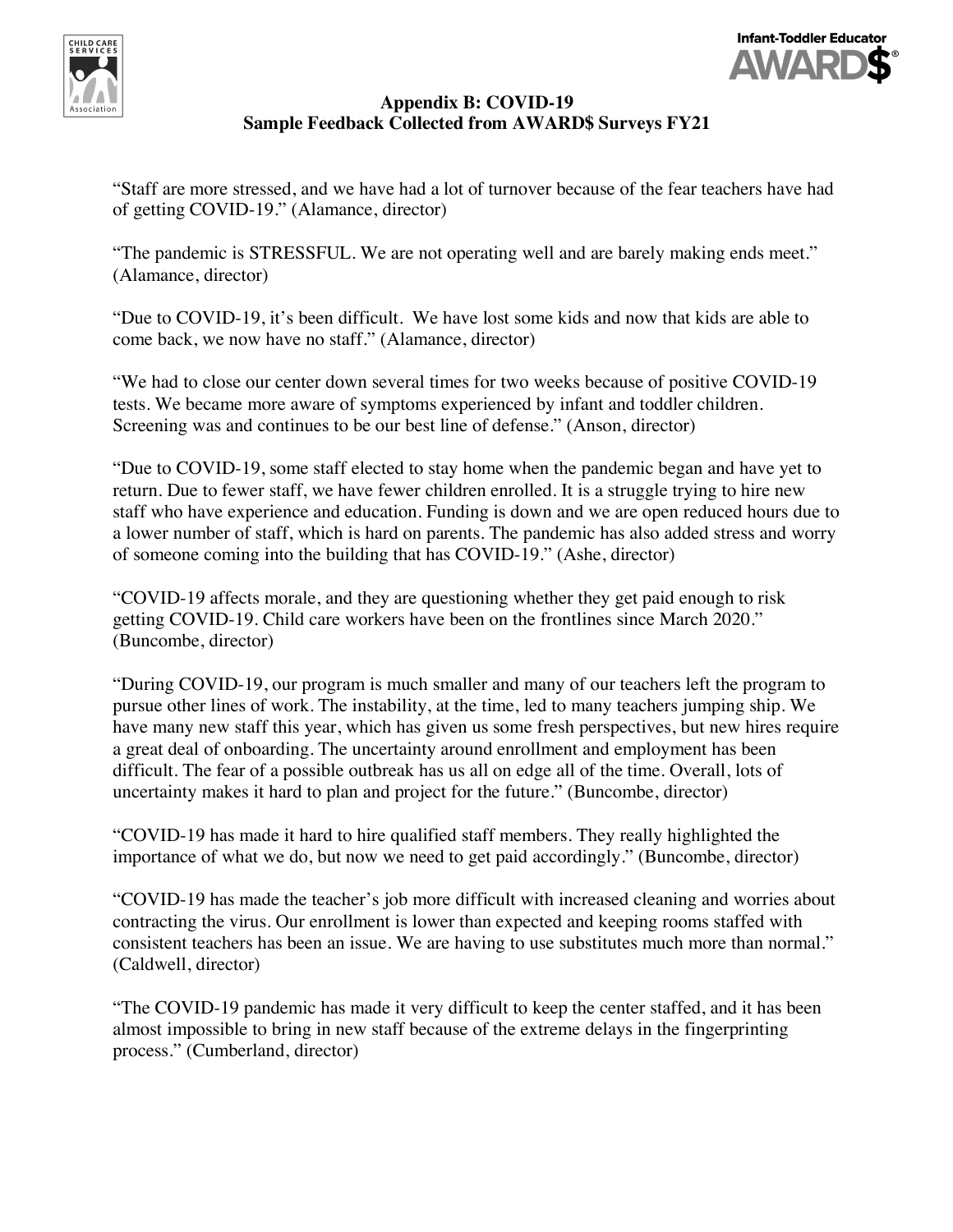# Appendix B: COVID-19
## Sample Feedback Collected from AWARD$ Surveys FY21

"Staff are more stressed, and we have had a lot of turnover because of the fear teachers have had of getting COVID-19." (Alamance, director)

"The pandemic is STRESSFUL. We are not operating well and are barely making ends meet." (Alamance, director)

"Due to COVID-19, it's been difficult. We have lost some kids and now that kids are able to come back, we now have no staff." (Alamance, director)

"We had to close our center down several times for two weeks because of positive COVID-19 tests. We became more aware of symptoms experienced by infant and toddler children. Screening was and continues to be our best line of defense." (Anson, director)

"Due to COVID-19, some staff elected to stay home when the pandemic began and have yet to return. Due to fewer staff, we have fewer children enrolled. It is a struggle trying to hire new staff who have experience and education. Funding is down and we are open reduced hours due to a lower number of staff, which is hard on parents. The pandemic has also added stress and worry of someone coming into the building that has COVID-19." (Ashe, director)

"COVID-19 affects morale, and they are questioning whether they get paid enough to risk getting COVID-19. Child care workers have been on the frontlines since March 2020." (Buncombe, director)

"During COVID-19, our program is much smaller and many of our teachers left the program to pursue other lines of work. The instability, at the time, led to many teachers jumping ship. We have many new staff this year, which has given us some fresh perspectives, but new hires require a great deal of onboarding. The uncertainty around enrollment and employment has been difficult. The fear of a possible outbreak has us all on edge all of the time. Overall, lots of uncertainty makes it hard to plan and project for the future." (Buncombe, director)

"COVID-19 has made it hard to hire qualified staff members. They really highlighted the importance of what we do, but now we need to get paid accordingly." (Buncombe, director)

"COVID-19 has made the teacher's job more difficult with increased cleaning and worries about contracting the virus. Our enrollment is lower than expected and keeping rooms staffed with consistent teachers has been an issue. We are having to use substitutes much more than normal." (Caldwell, director)

"The COVID-19 pandemic has made it very difficult to keep the center staffed, and it has been almost impossible to bring in new staff because of the extreme delays in the fingerprinting process." (Cumberland, director)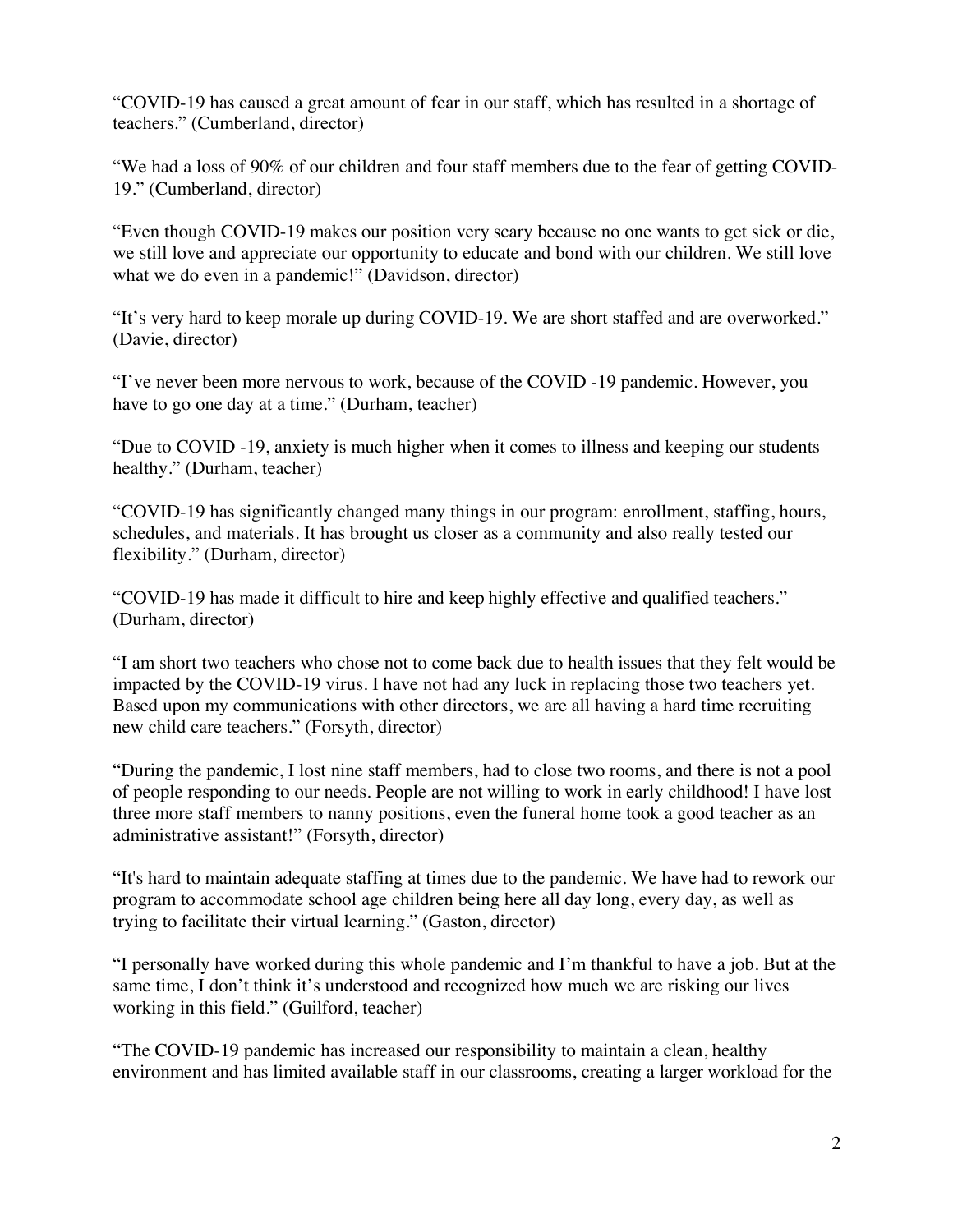"COVID-19 has caused a great amount of fear in our staff, which has resulted in a shortage of teachers." (Cumberland, director)

"We had a loss of 90% of our children and four staff members due to the fear of getting COVID-19." (Cumberland, director)

"Even though COVID-19 makes our position very scary because no one wants to get sick or die, we still love and appreciate our opportunity to educate and bond with our children. We still love what we do even in a pandemic!" (Davidson, director)

"It's very hard to keep morale up during COVID-19. We are short staffed and are overworked." (Davie, director)

"I've never been more nervous to work, because of the COVID -19 pandemic. However, you have to go one day at a time." (Durham, teacher)

"Due to COVID -19, anxiety is much higher when it comes to illness and keeping our students healthy." (Durham, teacher)

"COVID-19 has significantly changed many things in our program: enrollment, staffing, hours, schedules, and materials. It has brought us closer as a community and also really tested our flexibility." (Durham, director)

"COVID-19 has made it difficult to hire and keep highly effective and qualified teachers." (Durham, director)

"I am short two teachers who chose not to come back due to health issues that they felt would be impacted by the COVID-19 virus. I have not had any luck in replacing those two teachers yet. Based upon my communications with other directors, we are all having a hard time recruiting new child care teachers." (Forsyth, director)

"During the pandemic, I lost nine staff members, had to close two rooms, and there is not a pool of people responding to our needs. People are not willing to work in early childhood! I have lost three more staff members to nanny positions, even the funeral home took a good teacher as an administrative assistant!" (Forsyth, director)

"It's hard to maintain adequate staffing at times due to the pandemic. We have had to rework our program to accommodate school age children being here all day long, every day, as well as trying to facilitate their virtual learning." (Gaston, director)

"I personally have worked during this whole pandemic and I'm thankful to have a job. But at the same time, I don't think it's understood and recognized how much we are risking our lives working in this field." (Guilford, teacher)

"The COVID-19 pandemic has increased our responsibility to maintain a clean, healthy environment and has limited available staff in our classrooms, creating a larger workload for the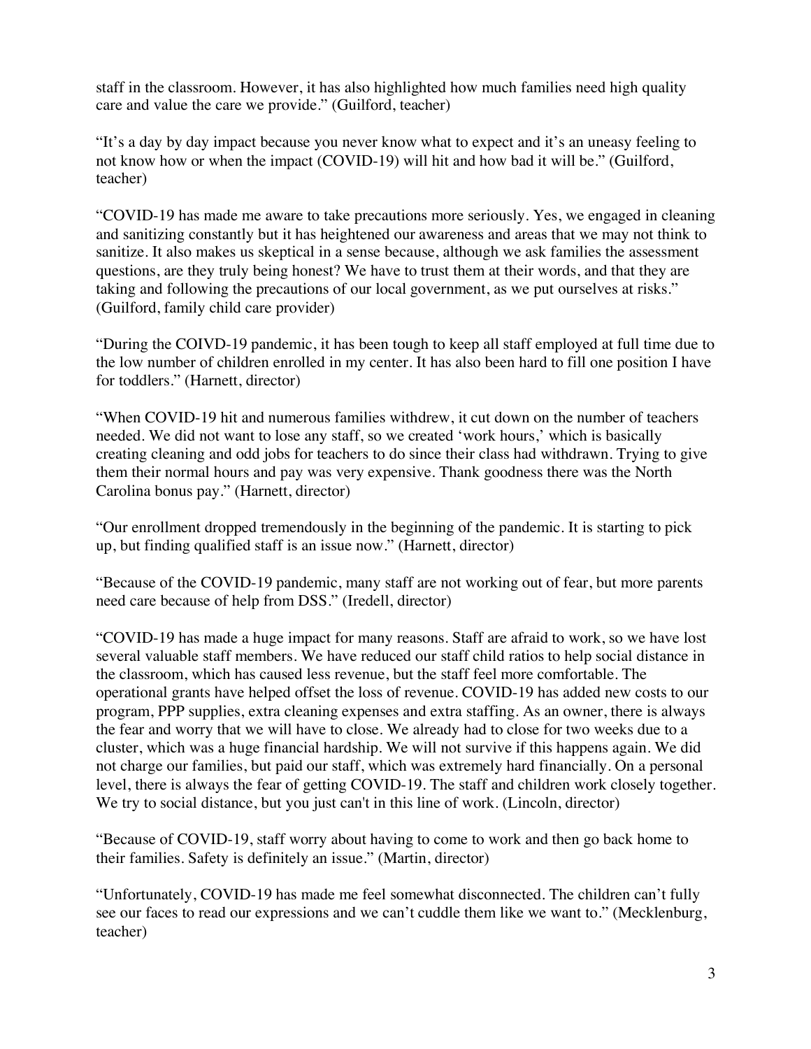staff in the classroom. However, it has also highlighted how much families need high quality care and value the care we provide." (Guilford, teacher)

"It's a day by day impact because you never know what to expect and it's an uneasy feeling to not know how or when the impact (COVID-19) will hit and how bad it will be." (Guilford, teacher)

"COVID-19 has made me aware to take precautions more seriously. Yes, we engaged in cleaning and sanitizing constantly but it has heightened our awareness and areas that we may not think to sanitize. It also makes us skeptical in a sense because, although we ask families the assessment questions, are they truly being honest? We have to trust them at their words, and that they are taking and following the precautions of our local government, as we put ourselves at risks." (Guilford, family child care provider)

"During the COIVD-19 pandemic, it has been tough to keep all staff employed at full time due to the low number of children enrolled in my center. It has also been hard to fill one position I have for toddlers." (Harnett, director)

"When COVID-19 hit and numerous families withdrew, it cut down on the number of teachers needed. We did not want to lose any staff, so we created 'work hours,' which is basically creating cleaning and odd jobs for teachers to do since their class had withdrawn. Trying to give them their normal hours and pay was very expensive. Thank goodness there was the North Carolina bonus pay." (Harnett, director)

"Our enrollment dropped tremendously in the beginning of the pandemic. It is starting to pick up, but finding qualified staff is an issue now." (Harnett, director)

"Because of the COVID-19 pandemic, many staff are not working out of fear, but more parents need care because of help from DSS." (Iredell, director)

"COVID-19 has made a huge impact for many reasons. Staff are afraid to work, so we have lost several valuable staff members. We have reduced our staff child ratios to help social distance in the classroom, which has caused less revenue, but the staff feel more comfortable. The operational grants have helped offset the loss of revenue. COVID-19 has added new costs to our program, PPP supplies, extra cleaning expenses and extra staffing. As an owner, there is always the fear and worry that we will have to close. We already had to close for two weeks due to a cluster, which was a huge financial hardship. We will not survive if this happens again. We did not charge our families, but paid our staff, which was extremely hard financially. On a personal level, there is always the fear of getting COVID-19. The staff and children work closely together. We try to social distance, but you just can't in this line of work. (Lincoln, director)

"Because of COVID-19, staff worry about having to come to work and then go back home to their families. Safety is definitely an issue." (Martin, director)

"Unfortunately, COVID-19 has made me feel somewhat disconnected. The children can't fully see our faces to read our expressions and we can't cuddle them like we want to." (Mecklenburg, teacher)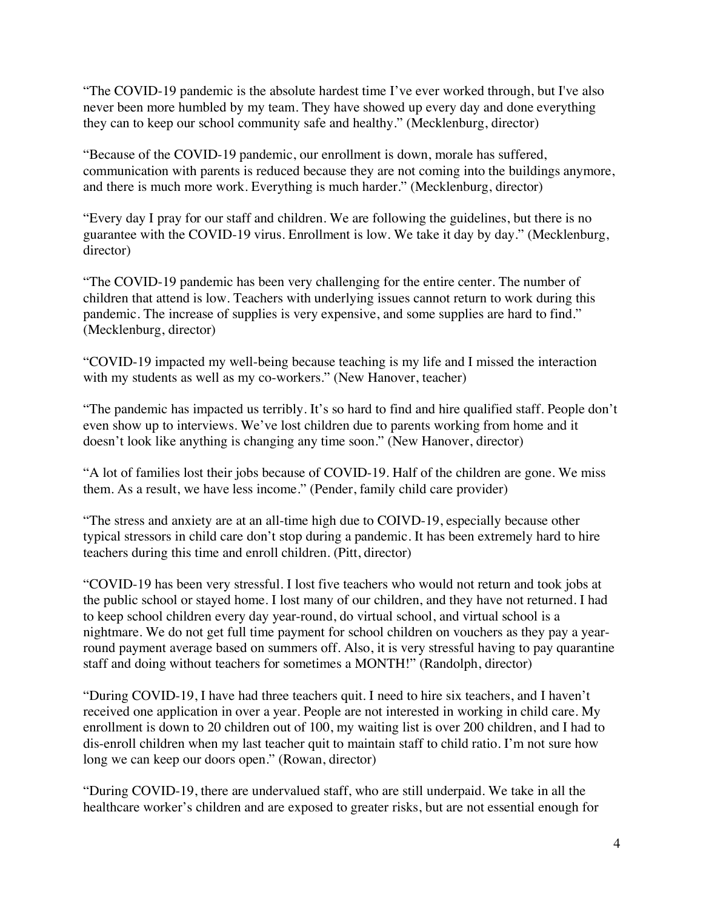"The COVID-19 pandemic is the absolute hardest time I've ever worked through, but I've also never been more humbled by my team. They have showed up every day and done everything they can to keep our school community safe and healthy." (Mecklenburg, director)

"Because of the COVID-19 pandemic, our enrollment is down, morale has suffered, communication with parents is reduced because they are not coming into the buildings anymore, and there is much more work. Everything is much harder." (Mecklenburg, director)

"Every day I pray for our staff and children. We are following the guidelines, but there is no guarantee with the COVID-19 virus. Enrollment is low. We take it day by day." (Mecklenburg, director)

"The COVID-19 pandemic has been very challenging for the entire center. The number of children that attend is low. Teachers with underlying issues cannot return to work during this pandemic. The increase of supplies is very expensive, and some supplies are hard to find." (Mecklenburg, director)

"COVID-19 impacted my well-being because teaching is my life and I missed the interaction with my students as well as my co-workers." (New Hanover, teacher)

"The pandemic has impacted us terribly. It's so hard to find and hire qualified staff. People don't even show up to interviews. We've lost children due to parents working from home and it doesn't look like anything is changing any time soon." (New Hanover, director)

"A lot of families lost their jobs because of COVID-19. Half of the children are gone. We miss them. As a result, we have less income." (Pender, family child care provider)

"The stress and anxiety are at an all-time high due to COIVD-19, especially because other typical stressors in child care don't stop during a pandemic. It has been extremely hard to hire teachers during this time and enroll children. (Pitt, director)

"COVID-19 has been very stressful. I lost five teachers who would not return and took jobs at the public school or stayed home. I lost many of our children, and they have not returned. I had to keep school children every day year-round, do virtual school, and virtual school is a nightmare. We do not get full time payment for school children on vouchers as they pay a year-round payment average based on summers off. Also, it is very stressful having to pay quarantine staff and doing without teachers for sometimes a MONTH!" (Randolph, director)

"During COVID-19, I have had three teachers quit. I need to hire six teachers, and I haven't received one application in over a year. People are not interested in working in child care. My enrollment is down to 20 children out of 100, my waiting list is over 200 children, and I had to dis-enroll children when my last teacher quit to maintain staff to child ratio. I'm not sure how long we can keep our doors open." (Rowan, director)

"During COVID-19, there are undervalued staff, who are still underpaid. We take in all the healthcare worker's children and are exposed to greater risks, but are not essential enough for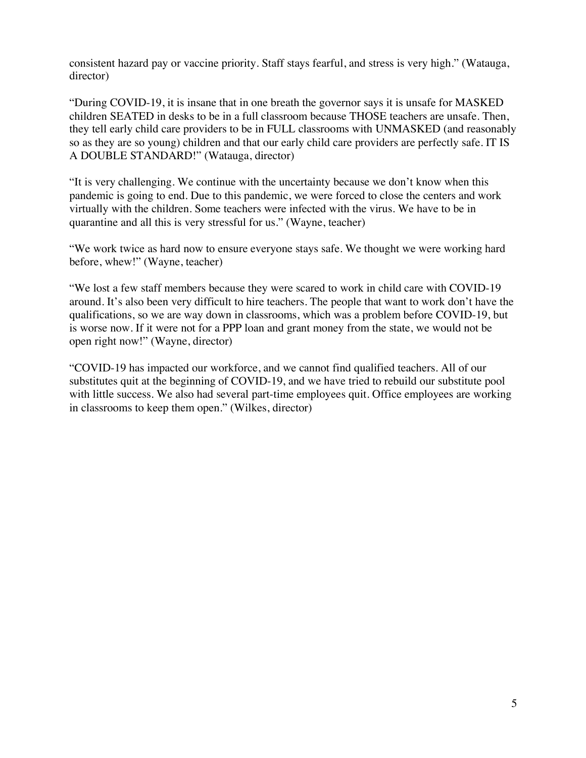consistent hazard pay or vaccine priority. Staff stays fearful, and stress is very high." (Watauga, director)

"During COVID-19, it is insane that in one breath the governor says it is unsafe for MASKED children SEATED in desks to be in a full classroom because THOSE teachers are unsafe. Then, they tell early child care providers to be in FULL classrooms with UNMASKED (and reasonably so as they are so young) children and that our early child care providers are perfectly safe. IT IS A DOUBLE STANDARD!" (Watauga, director)

"It is very challenging. We continue with the uncertainty because we don't know when this pandemic is going to end. Due to this pandemic, we were forced to close the centers and work virtually with the children. Some teachers were infected with the virus. We have to be in quarantine and all this is very stressful for us." (Wayne, teacher)

"We work twice as hard now to ensure everyone stays safe. We thought we were working hard before, whew!" (Wayne, teacher)

"We lost a few staff members because they were scared to work in child care with COVID-19 around. It's also been very difficult to hire teachers. The people that want to work don't have the qualifications, so we are way down in classrooms, which was a problem before COVID-19, but is worse now. If it were not for a PPP loan and grant money from the state, we would not be open right now!" (Wayne, director)

"COVID-19 has impacted our workforce, and we cannot find qualified teachers. All of our substitutes quit at the beginning of COVID-19, and we have tried to rebuild our substitute pool with little success. We also had several part-time employees quit. Office employees are working in classrooms to keep them open." (Wilkes, director)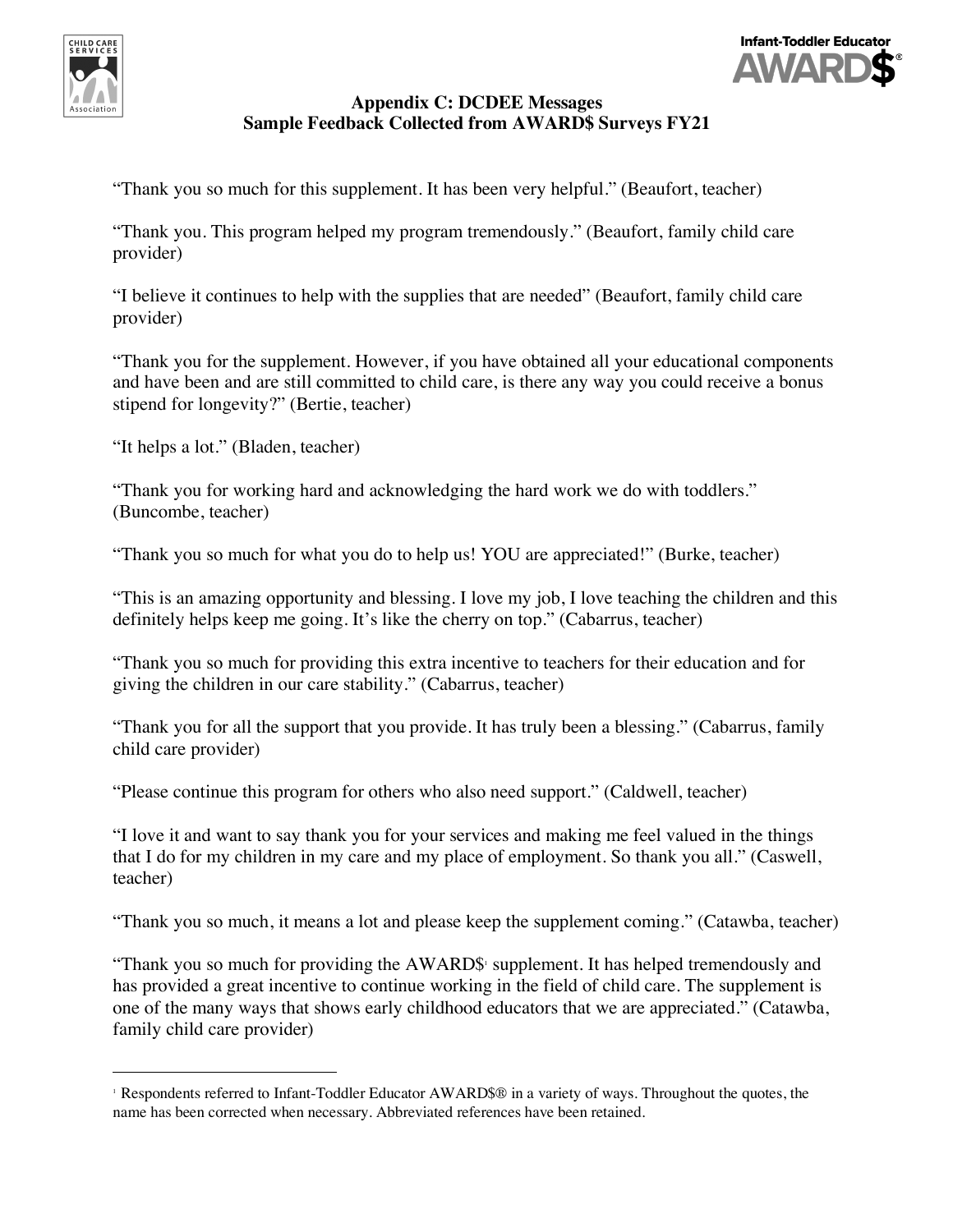## Appendix C: DCDEE Messages
## Sample Feedback Collected from AWARD$ Surveys FY21

"Thank you so much for this supplement. It has been very helpful." (Beaufort, teacher)

"Thank you. This program helped my program tremendously." (Beaufort, family child care provider)

"I believe it continues to help with the supplies that are needed" (Beaufort, family child care provider)

"Thank you for the supplement. However, if you have obtained all your educational components and have been and are still committed to child care, is there any way you could receive a bonus stipend for longevity?" (Bertie, teacher)

"It helps a lot." (Bladen, teacher)

"Thank you for working hard and acknowledging the hard work we do with toddlers." (Buncombe, teacher)

"Thank you so much for what you do to help us! YOU are appreciated!" (Burke, teacher)

"This is an amazing opportunity and blessing. I love my job, I love teaching the children and this definitely helps keep me going. It's like the cherry on top." (Cabarrus, teacher)

"Thank you so much for providing this extra incentive to teachers for their education and for giving the children in our care stability." (Cabarrus, teacher)

"Thank you for all the support that you provide. It has truly been a blessing." (Cabarrus, family child care provider)

"Please continue this program for others who also need support." (Caldwell, teacher)

"I love it and want to say thank you for your services and making me feel valued in the things that I do for my children in my care and my place of employment. So thank you all." (Caswell, teacher)

"Thank you so much, it means a lot and please keep the supplement coming." (Catawba, teacher)

"Thank you so much for providing the AWARD$[1] supplement. It has helped tremendously and has provided a great incentive to continue working in the field of child care. The supplement is one of the many ways that shows early childhood educators that we are appreciated." (Catawba, family child care provider)

---

[1] Respondents referred to Infant-Toddler Educator AWARD$® in a variety of ways. Throughout the quotes, the name has been corrected when necessary. Abbreviated references have been retained.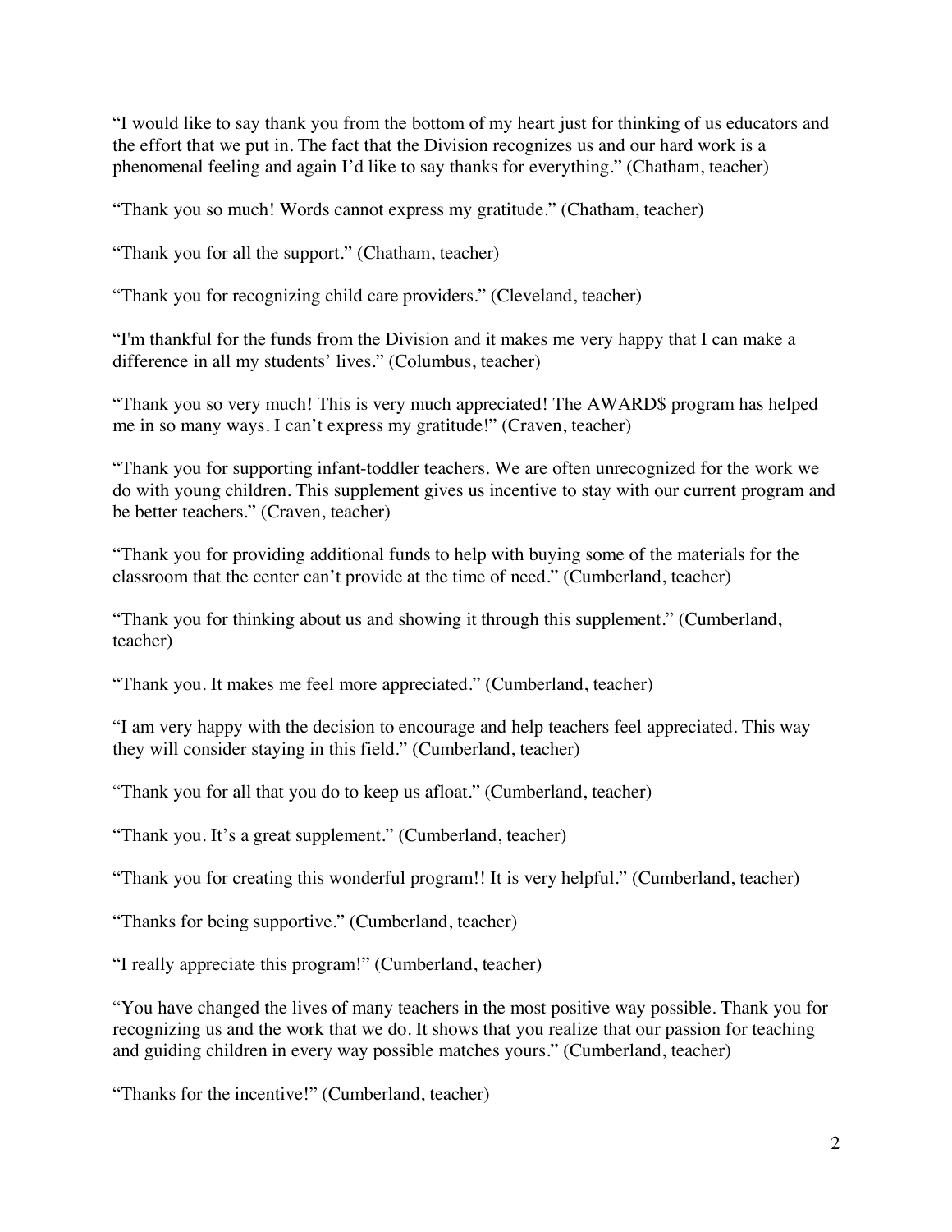"I would like to say thank you from the bottom of my heart just for thinking of us educators and the effort that we put in. The fact that the Division recognizes us and our hard work is a phenomenal feeling and again I'd like to say thanks for everything." (Chatham, teacher)

"Thank you so much! Words cannot express my gratitude." (Chatham, teacher)

"Thank you for all the support." (Chatham, teacher)

"Thank you for recognizing child care providers." (Cleveland, teacher)

"I'm thankful for the funds from the Division and it makes me very happy that I can make a difference in all my students' lives." (Columbus, teacher)

"Thank you so very much! This is very much appreciated! The AWARD$ program has helped me in so many ways. I can't express my gratitude!" (Craven, teacher)

"Thank you for supporting infant-toddler teachers. We are often unrecognized for the work we do with young children. This supplement gives us incentive to stay with our current program and be better teachers." (Craven, teacher)

"Thank you for providing additional funds to help with buying some of the materials for the classroom that the center can't provide at the time of need." (Cumberland, teacher)

"Thank you for thinking about us and showing it through this supplement." (Cumberland, teacher)

"Thank you. It makes me feel more appreciated." (Cumberland, teacher)

"I am very happy with the decision to encourage and help teachers feel appreciated. This way they will consider staying in this field." (Cumberland, teacher)

"Thank you for all that you do to keep us afloat." (Cumberland, teacher)

"Thank you. It's a great supplement." (Cumberland, teacher)

"Thank you for creating this wonderful program!! It is very helpful." (Cumberland, teacher)

"Thanks for being supportive." (Cumberland, teacher)

"I really appreciate this program!" (Cumberland, teacher)

"You have changed the lives of many teachers in the most positive way possible. Thank you for recognizing us and the work that we do. It shows that you realize that our passion for teaching and guiding children in every way possible matches yours." (Cumberland, teacher)

"Thanks for the incentive!" (Cumberland, teacher)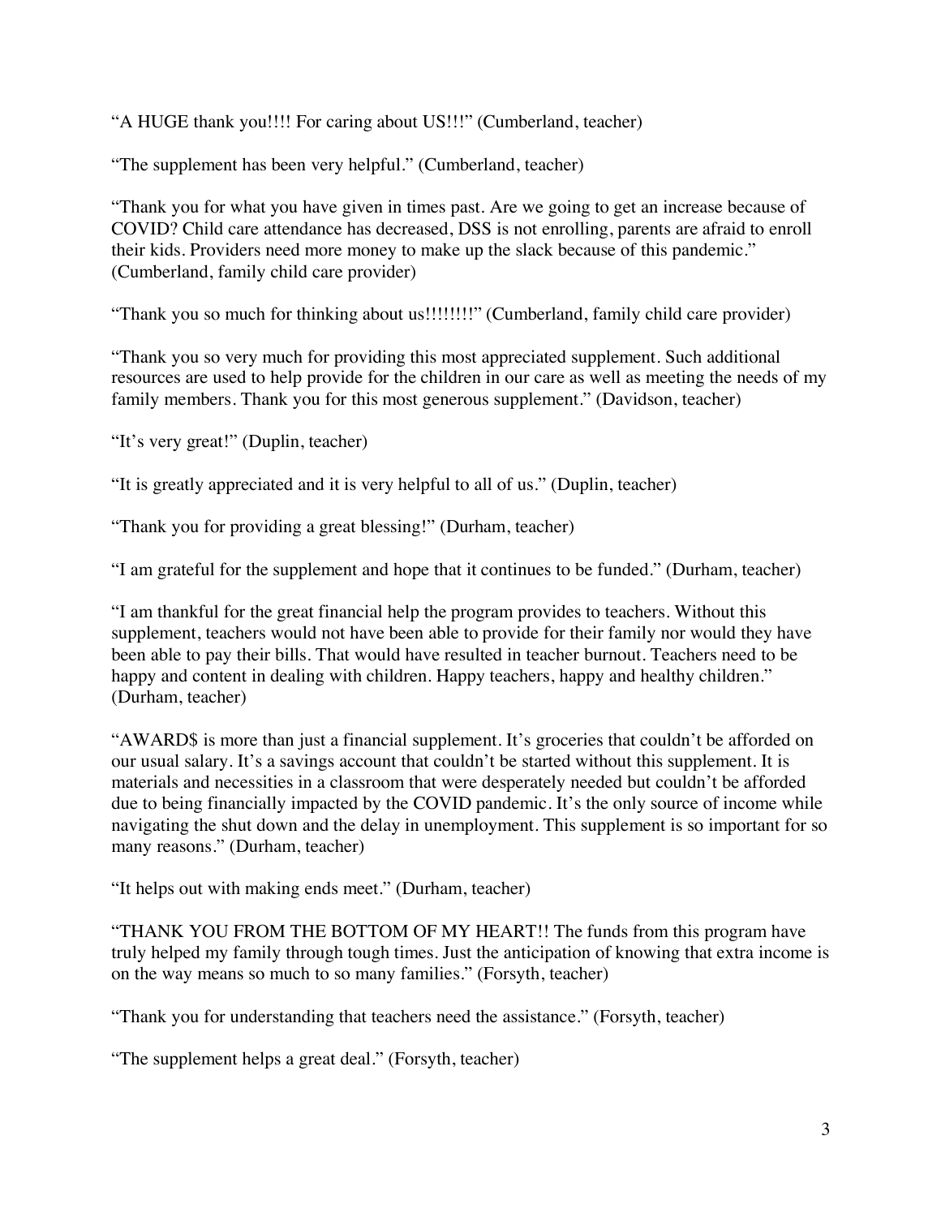“A HUGE thank you!!!! For caring about US!!!” (Cumberland, teacher)

“The supplement has been very helpful.” (Cumberland, teacher)

“Thank you for what you have given in times past. Are we going to get an increase because of COVID? Child care attendance has decreased, DSS is not enrolling, parents are afraid to enroll their kids. Providers need more money to make up the slack because of this pandemic.” (Cumberland, family child care provider)

“Thank you so much for thinking about us!!!!!!!!” (Cumberland, family child care provider)

“Thank you so very much for providing this most appreciated supplement. Such additional resources are used to help provide for the children in our care as well as meeting the needs of my family members. Thank you for this most generous supplement.” (Davidson, teacher)

“It’s very great!” (Duplin, teacher)

“It is greatly appreciated and it is very helpful to all of us.” (Duplin, teacher)

“Thank you for providing a great blessing!” (Durham, teacher)

“I am grateful for the supplement and hope that it continues to be funded.” (Durham, teacher)

“I am thankful for the great financial help the program provides to teachers. Without this supplement, teachers would not have been able to provide for their family nor would they have been able to pay their bills. That would have resulted in teacher burnout. Teachers need to be happy and content in dealing with children. Happy teachers, happy and healthy children.” (Durham, teacher)

“AWARD$ is more than just a financial supplement. It’s groceries that couldn’t be afforded on our usual salary. It’s a savings account that couldn’t be started without this supplement. It is materials and necessities in a classroom that were desperately needed but couldn’t be afforded due to being financially impacted by the COVID pandemic. It’s the only source of income while navigating the shut down and the delay in unemployment. This supplement is so important for so many reasons.” (Durham, teacher)

“It helps out with making ends meet.” (Durham, teacher)

“THANK YOU FROM THE BOTTOM OF MY HEART!! The funds from this program have truly helped my family through tough times. Just the anticipation of knowing that extra income is on the way means so much to so many families.” (Forsyth, teacher)

“Thank you for understanding that teachers need the assistance.” (Forsyth, teacher)

“The supplement helps a great deal.” (Forsyth, teacher)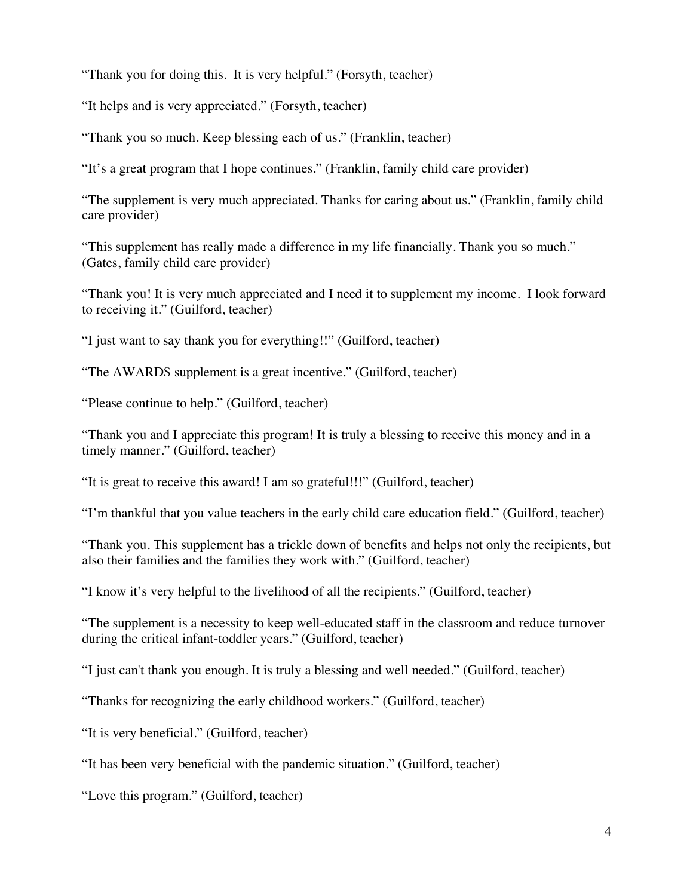“Thank you for doing this.  It is very helpful.” (Forsyth, teacher)

“It helps and is very appreciated.” (Forsyth, teacher)

“Thank you so much. Keep blessing each of us.” (Franklin, teacher)

“It’s a great program that I hope continues.” (Franklin, family child care provider)

“The supplement is very much appreciated. Thanks for caring about us.” (Franklin, family child care provider)

“This supplement has really made a difference in my life financially. Thank you so much.” (Gates, family child care provider)

“Thank you! It is very much appreciated and I need it to supplement my income.  I look forward to receiving it.” (Guilford, teacher)

“I just want to say thank you for everything!!” (Guilford, teacher)

“The AWARD$ supplement is a great incentive.” (Guilford, teacher)

“Please continue to help.” (Guilford, teacher)

“Thank you and I appreciate this program! It is truly a blessing to receive this money and in a timely manner.” (Guilford, teacher)

“It is great to receive this award! I am so grateful!!!” (Guilford, teacher)

“I’m thankful that you value teachers in the early child care education field.” (Guilford, teacher)

“Thank you. This supplement has a trickle down of benefits and helps not only the recipients, but also their families and the families they work with.” (Guilford, teacher)

“I know it’s very helpful to the livelihood of all the recipients.” (Guilford, teacher)

“The supplement is a necessity to keep well-educated staff in the classroom and reduce turnover during the critical infant-toddler years.” (Guilford, teacher)

“I just can't thank you enough. It is truly a blessing and well needed.” (Guilford, teacher)

“Thanks for recognizing the early childhood workers.” (Guilford, teacher)

“It is very beneficial.” (Guilford, teacher)

“It has been very beneficial with the pandemic situation.” (Guilford, teacher)

“Love this program.” (Guilford, teacher)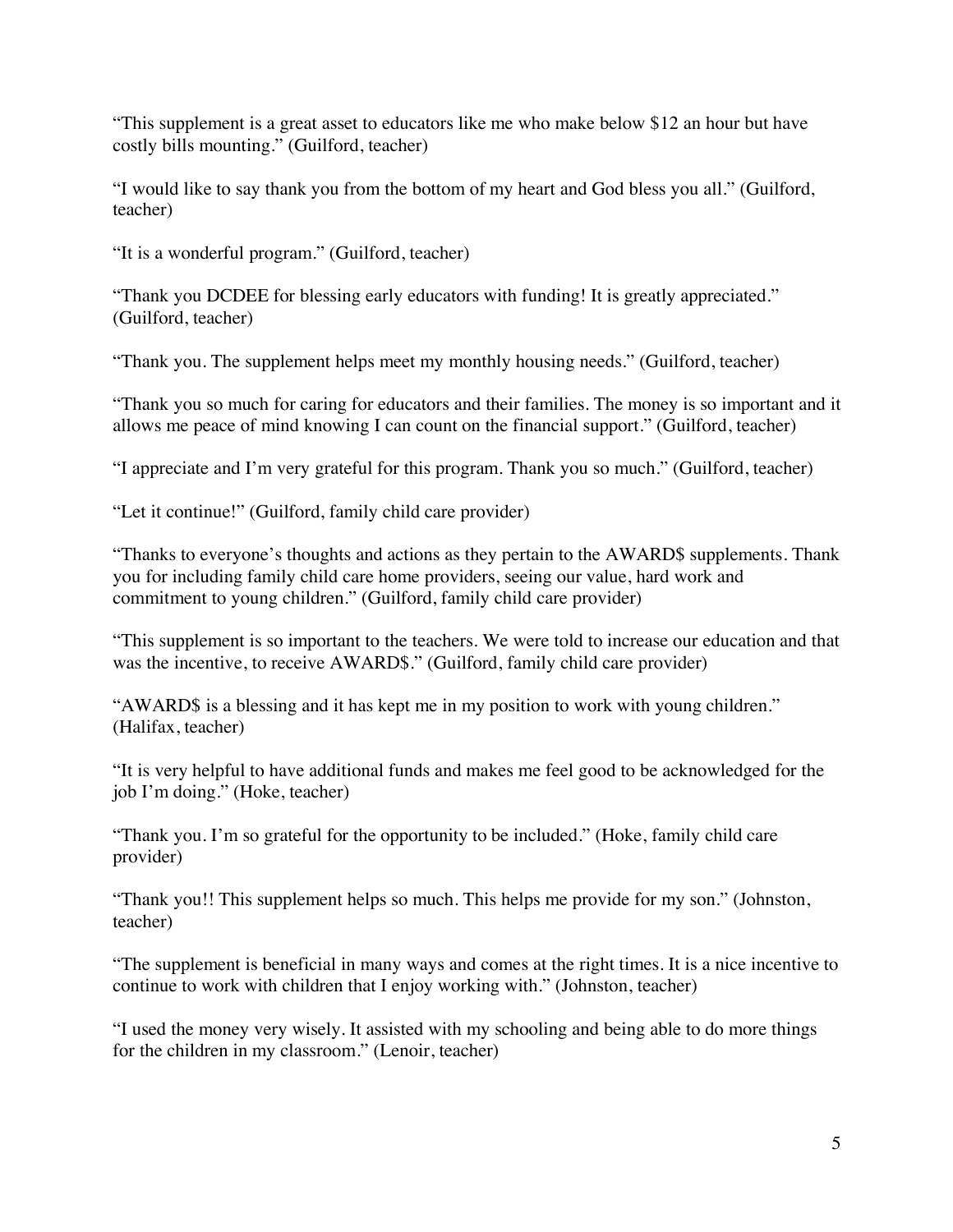“This supplement is a great asset to educators like me who make below $12 an hour but have costly bills mounting.” (Guilford, teacher)

“I would like to say thank you from the bottom of my heart and God bless you all.” (Guilford, teacher)

“It is a wonderful program.” (Guilford, teacher)

“Thank you DCDEE for blessing early educators with funding! It is greatly appreciated.” (Guilford, teacher)

“Thank you. The supplement helps meet my monthly housing needs.” (Guilford, teacher)

“Thank you so much for caring for educators and their families. The money is so important and it allows me peace of mind knowing I can count on the financial support.” (Guilford, teacher)

“I appreciate and I’m very grateful for this program. Thank you so much.” (Guilford, teacher)

“Let it continue!” (Guilford, family child care provider)

“Thanks to everyone’s thoughts and actions as they pertain to the AWARD$ supplements. Thank you for including family child care home providers, seeing our value, hard work and commitment to young children.” (Guilford, family child care provider)

“This supplement is so important to the teachers. We were told to increase our education and that was the incentive, to receive AWARD$.” (Guilford, family child care provider)

“AWARD$ is a blessing and it has kept me in my position to work with young children.” (Halifax, teacher)

“It is very helpful to have additional funds and makes me feel good to be acknowledged for the job I’m doing.” (Hoke, teacher)

“Thank you. I’m so grateful for the opportunity to be included.” (Hoke, family child care provider)

“Thank you!! This supplement helps so much. This helps me provide for my son.” (Johnston, teacher)

“The supplement is beneficial in many ways and comes at the right times. It is a nice incentive to continue to work with children that I enjoy working with.” (Johnston, teacher)

“I used the money very wisely. It assisted with my schooling and being able to do more things for the children in my classroom.” (Lenoir, teacher)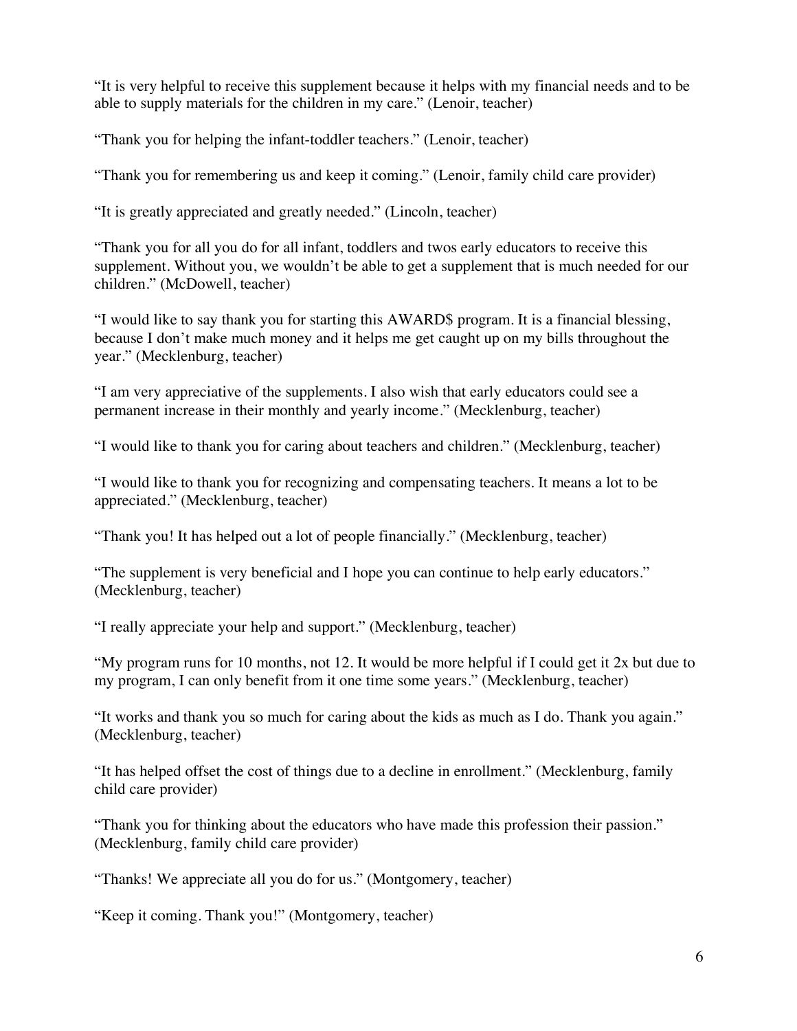"It is very helpful to receive this supplement because it helps with my financial needs and to be able to supply materials for the children in my care." (Lenoir, teacher)

"Thank you for helping the infant-toddler teachers." (Lenoir, teacher)

"Thank you for remembering us and keep it coming." (Lenoir, family child care provider)

"It is greatly appreciated and greatly needed." (Lincoln, teacher)

"Thank you for all you do for all infant, toddlers and twos early educators to receive this supplement. Without you, we wouldn't be able to get a supplement that is much needed for our children." (McDowell, teacher)

"I would like to say thank you for starting this AWARD$ program. It is a financial blessing, because I don't make much money and it helps me get caught up on my bills throughout the year." (Mecklenburg, teacher)

"I am very appreciative of the supplements. I also wish that early educators could see a permanent increase in their monthly and yearly income." (Mecklenburg, teacher)

"I would like to thank you for caring about teachers and children." (Mecklenburg, teacher)

"I would like to thank you for recognizing and compensating teachers. It means a lot to be appreciated." (Mecklenburg, teacher)

"Thank you! It has helped out a lot of people financially." (Mecklenburg, teacher)

"The supplement is very beneficial and I hope you can continue to help early educators." (Mecklenburg, teacher)

"I really appreciate your help and support." (Mecklenburg, teacher)

"My program runs for 10 months, not 12. It would be more helpful if I could get it 2x but due to my program, I can only benefit from it one time some years." (Mecklenburg, teacher)

"It works and thank you so much for caring about the kids as much as I do. Thank you again." (Mecklenburg, teacher)

"It has helped offset the cost of things due to a decline in enrollment." (Mecklenburg, family child care provider)

"Thank you for thinking about the educators who have made this profession their passion." (Mecklenburg, family child care provider)

"Thanks! We appreciate all you do for us." (Montgomery, teacher)

"Keep it coming. Thank you!" (Montgomery, teacher)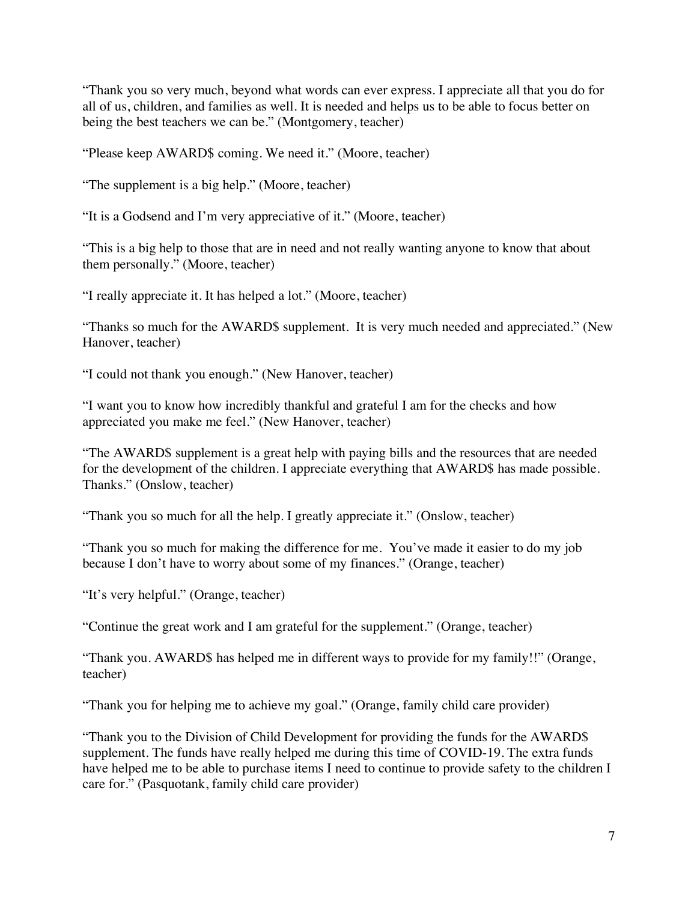"Thank you so very much, beyond what words can ever express. I appreciate all that you do for all of us, children, and families as well. It is needed and helps us to be able to focus better on being the best teachers we can be." (Montgomery, teacher)

"Please keep AWARD$ coming. We need it." (Moore, teacher)

"The supplement is a big help." (Moore, teacher)

"It is a Godsend and I'm very appreciative of it." (Moore, teacher)

"This is a big help to those that are in need and not really wanting anyone to know that about them personally." (Moore, teacher)

"I really appreciate it. It has helped a lot." (Moore, teacher)

"Thanks so much for the AWARD$ supplement. It is very much needed and appreciated." (New Hanover, teacher)

"I could not thank you enough." (New Hanover, teacher)

"I want you to know how incredibly thankful and grateful I am for the checks and how appreciated you make me feel." (New Hanover, teacher)

"The AWARD$ supplement is a great help with paying bills and the resources that are needed for the development of the children. I appreciate everything that AWARD$ has made possible. Thanks." (Onslow, teacher)

"Thank you so much for all the help. I greatly appreciate it." (Onslow, teacher)

"Thank you so much for making the difference for me. You've made it easier to do my job because I don't have to worry about some of my finances." (Orange, teacher)

"It's very helpful." (Orange, teacher)

"Continue the great work and I am grateful for the supplement." (Orange, teacher)

"Thank you. AWARD$ has helped me in different ways to provide for my family!!" (Orange, teacher)

"Thank you for helping me to achieve my goal." (Orange, family child care provider)

"Thank you to the Division of Child Development for providing the funds for the AWARD$ supplement. The funds have really helped me during this time of COVID-19. The extra funds have helped me to be able to purchase items I need to continue to provide safety to the children I care for." (Pasquotank, family child care provider)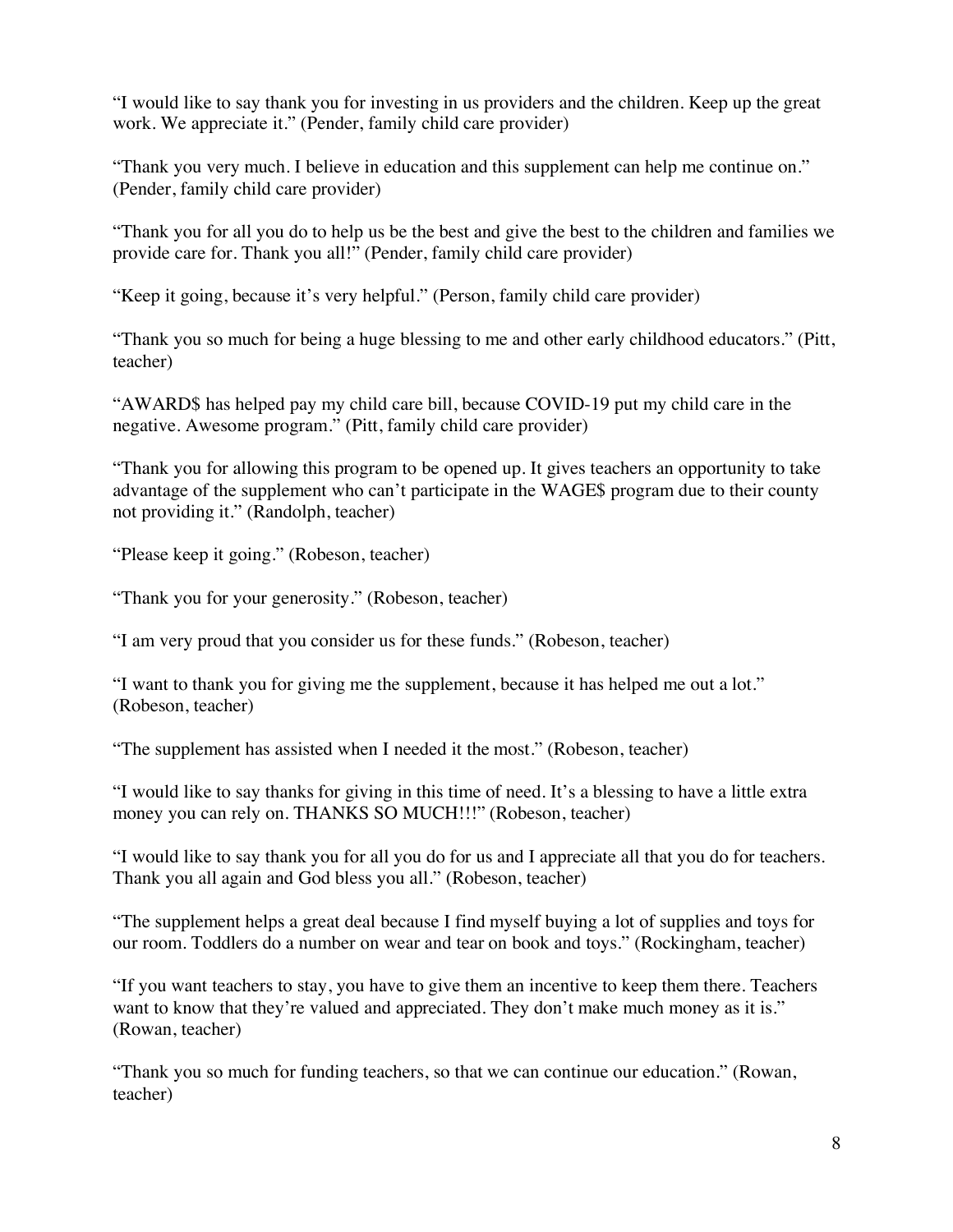"I would like to say thank you for investing in us providers and the children. Keep up the great work. We appreciate it." (Pender, family child care provider)

"Thank you very much. I believe in education and this supplement can help me continue on." (Pender, family child care provider)

"Thank you for all you do to help us be the best and give the best to the children and families we provide care for. Thank you all!" (Pender, family child care provider)

"Keep it going, because it's very helpful." (Person, family child care provider)

"Thank you so much for being a huge blessing to me and other early childhood educators." (Pitt, teacher)

"AWARD$ has helped pay my child care bill, because COVID-19 put my child care in the negative. Awesome program." (Pitt, family child care provider)

"Thank you for allowing this program to be opened up. It gives teachers an opportunity to take advantage of the supplement who can't participate in the WAGE$ program due to their county not providing it." (Randolph, teacher)

"Please keep it going." (Robeson, teacher)

"Thank you for your generosity." (Robeson, teacher)

"I am very proud that you consider us for these funds." (Robeson, teacher)

"I want to thank you for giving me the supplement, because it has helped me out a lot." (Robeson, teacher)

"The supplement has assisted when I needed it the most." (Robeson, teacher)

"I would like to say thanks for giving in this time of need. It's a blessing to have a little extra money you can rely on. THANKS SO MUCH!!!" (Robeson, teacher)

"I would like to say thank you for all you do for us and I appreciate all that you do for teachers. Thank you all again and God bless you all." (Robeson, teacher)

"The supplement helps a great deal because I find myself buying a lot of supplies and toys for our room. Toddlers do a number on wear and tear on book and toys." (Rockingham, teacher)

"If you want teachers to stay, you have to give them an incentive to keep them there. Teachers want to know that they're valued and appreciated. They don't make much money as it is." (Rowan, teacher)

"Thank you so much for funding teachers, so that we can continue our education." (Rowan, teacher)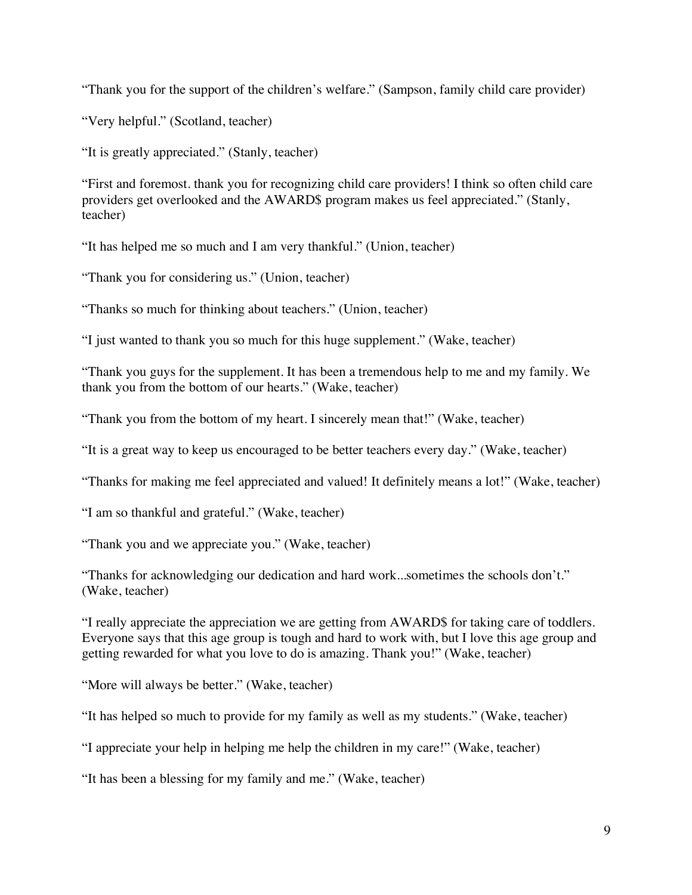"Thank you for the support of the children's welfare." (Sampson, family child care provider)

"Very helpful." (Scotland, teacher)

"It is greatly appreciated." (Stanly, teacher)

"First and foremost. thank you for recognizing child care providers! I think so often child care providers get overlooked and the AWARD$ program makes us feel appreciated." (Stanly, teacher)

"It has helped me so much and I am very thankful." (Union, teacher)

"Thank you for considering us." (Union, teacher)

"Thanks so much for thinking about teachers." (Union, teacher)

"I just wanted to thank you so much for this huge supplement." (Wake, teacher)

"Thank you guys for the supplement. It has been a tremendous help to me and my family. We thank you from the bottom of our hearts." (Wake, teacher)

"Thank you from the bottom of my heart. I sincerely mean that!" (Wake, teacher)

"It is a great way to keep us encouraged to be better teachers every day." (Wake, teacher)

"Thanks for making me feel appreciated and valued! It definitely means a lot!" (Wake, teacher)

"I am so thankful and grateful." (Wake, teacher)

"Thank you and we appreciate you." (Wake, teacher)

"Thanks for acknowledging our dedication and hard work...sometimes the schools don't." (Wake, teacher)

"I really appreciate the appreciation we are getting from AWARD$ for taking care of toddlers. Everyone says that this age group is tough and hard to work with, but I love this age group and getting rewarded for what you love to do is amazing. Thank you!" (Wake, teacher)

"More will always be better." (Wake, teacher)

"It has helped so much to provide for my family as well as my students." (Wake, teacher)

"I appreciate your help in helping me help the children in my care!" (Wake, teacher)

"It has been a blessing for my family and me." (Wake, teacher)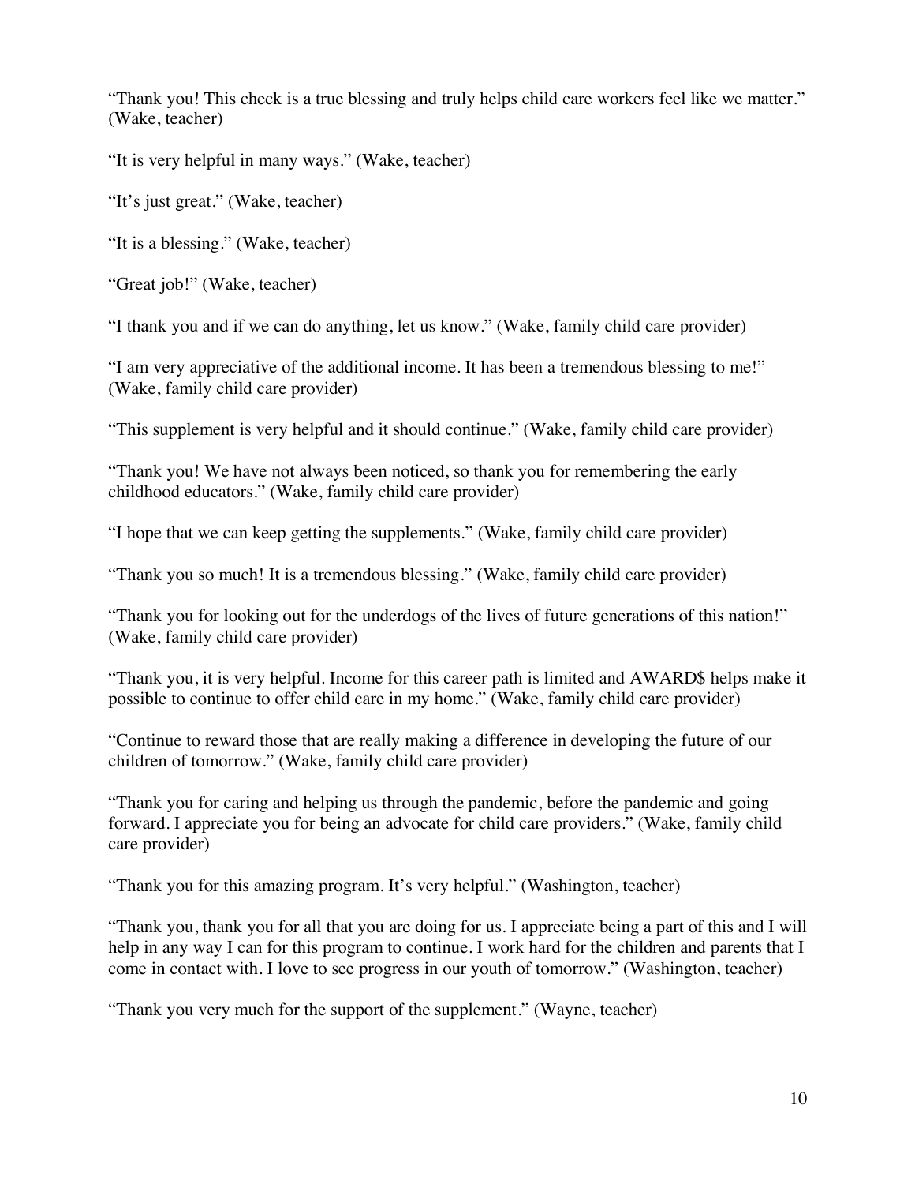"Thank you! This check is a true blessing and truly helps child care workers feel like we matter." (Wake, teacher)

"It is very helpful in many ways." (Wake, teacher)

"It's just great." (Wake, teacher)

"It is a blessing." (Wake, teacher)

"Great job!" (Wake, teacher)

"I thank you and if we can do anything, let us know." (Wake, family child care provider)

"I am very appreciative of the additional income. It has been a tremendous blessing to me!" (Wake, family child care provider)

"This supplement is very helpful and it should continue." (Wake, family child care provider)

"Thank you! We have not always been noticed, so thank you for remembering the early childhood educators." (Wake, family child care provider)

"I hope that we can keep getting the supplements." (Wake, family child care provider)

"Thank you so much! It is a tremendous blessing." (Wake, family child care provider)

"Thank you for looking out for the underdogs of the lives of future generations of this nation!" (Wake, family child care provider)

"Thank you, it is very helpful. Income for this career path is limited and AWARD$ helps make it possible to continue to offer child care in my home." (Wake, family child care provider)

"Continue to reward those that are really making a difference in developing the future of our children of tomorrow." (Wake, family child care provider)

"Thank you for caring and helping us through the pandemic, before the pandemic and going forward. I appreciate you for being an advocate for child care providers." (Wake, family child care provider)

"Thank you for this amazing program. It's very helpful." (Washington, teacher)

"Thank you, thank you for all that you are doing for us. I appreciate being a part of this and I will help in any way I can for this program to continue. I work hard for the children and parents that I come in contact with. I love to see progress in our youth of tomorrow." (Washington, teacher)

"Thank you very much for the support of the supplement." (Wayne, teacher)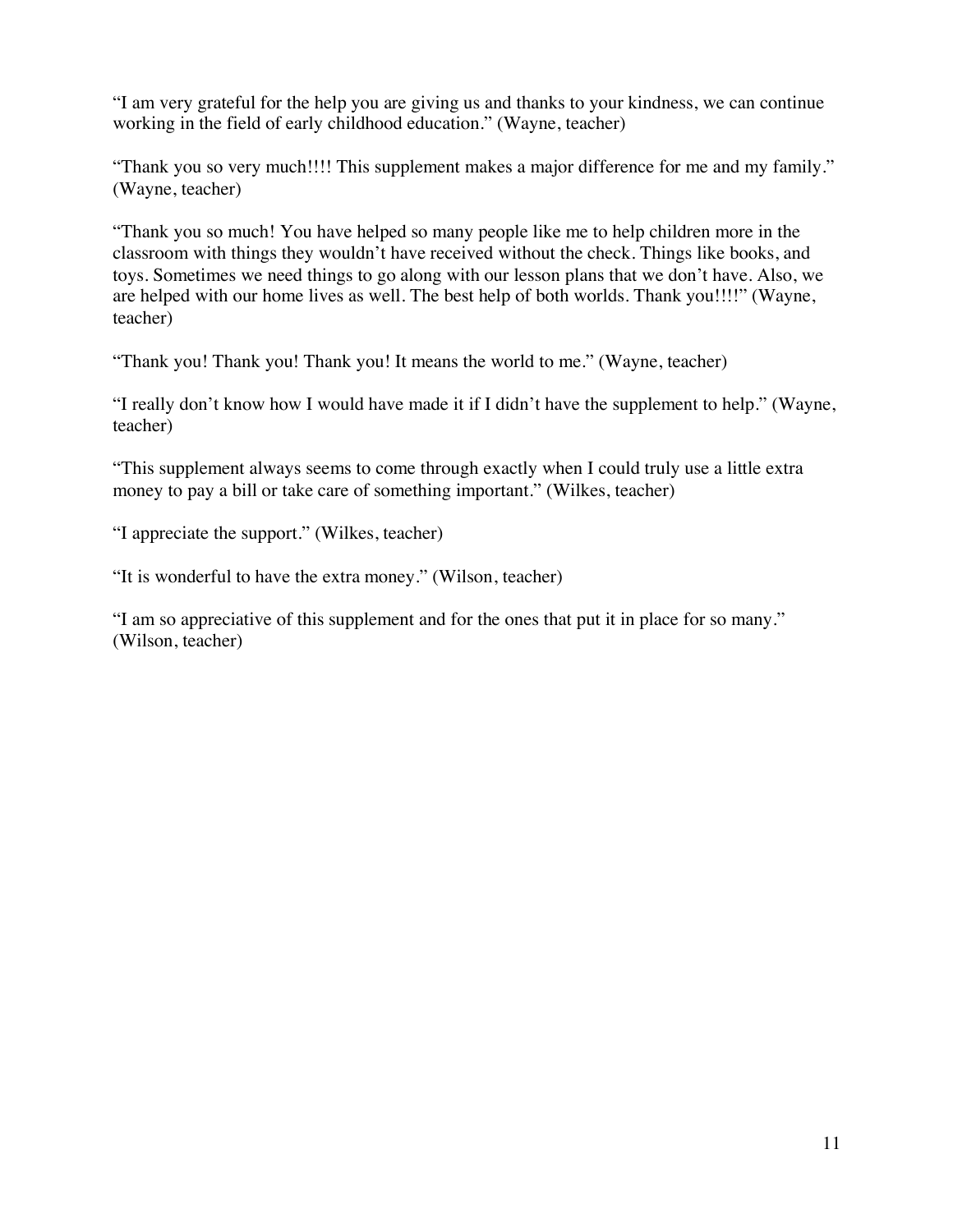"I am very grateful for the help you are giving us and thanks to your kindness, we can continue working in the field of early childhood education." (Wayne, teacher)

"Thank you so very much!!!! This supplement makes a major difference for me and my family." (Wayne, teacher)

"Thank you so much! You have helped so many people like me to help children more in the classroom with things they wouldn't have received without the check. Things like books, and toys. Sometimes we need things to go along with our lesson plans that we don't have. Also, we are helped with our home lives as well. The best help of both worlds. Thank you!!!!" (Wayne, teacher)

"Thank you! Thank you! Thank you! It means the world to me." (Wayne, teacher)

"I really don't know how I would have made it if I didn't have the supplement to help." (Wayne, teacher)

"This supplement always seems to come through exactly when I could truly use a little extra money to pay a bill or take care of something important." (Wilkes, teacher)

"I appreciate the support." (Wilkes, teacher)

"It is wonderful to have the extra money." (Wilson, teacher)

"I am so appreciative of this supplement and for the ones that put it in place for so many." (Wilson, teacher)